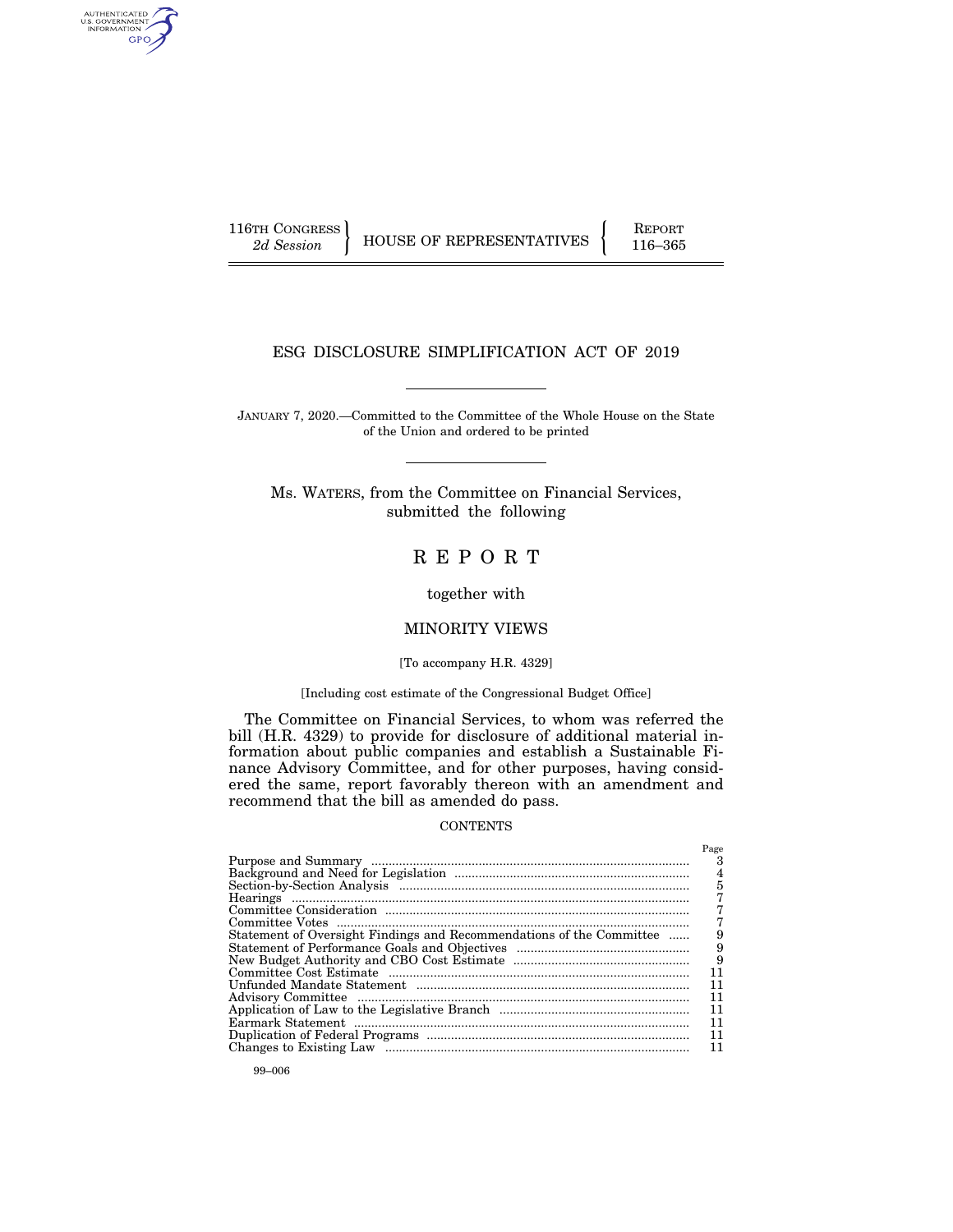116TH CONGRESS
2d Session

HOUSE OF REPRESENTATIVES

REPORT
116–365

# ESG DISCLOSURE SIMPLIFICATION ACT OF 2019

JANUARY 7, 2020.—Committed to the Committee of the Whole House on the State of the Union and ordered to be printed

Ms. WATERS, from the Committee on Financial Services, submitted the following

# REPORT

together with

## MINORITY VIEWS

[To accompany H.R. 4329]

[Including cost estimate of the Congressional Budget Office]

The Committee on Financial Services, to whom was referred the bill (H.R. 4329) to provide for disclosure of additional material information about public companies and establish a Sustainable Finance Advisory Committee, and for other purposes, having considered the same, report favorably thereon with an amendment and recommend that the bill as amended do pass.

CONTENTS

| | Page |
|---|---|
| Purpose and Summary | 3 |
| Background and Need for Legislation | 4 |
| Section-by-Section Analysis | 5 |
| Hearings | 7 |
| Committee Consideration | 7 |
| Committee Votes | 7 |
| Statement of Oversight Findings and Recommendations of the Committee | 9 |
| Statement of Performance Goals and Objectives | 9 |
| New Budget Authority and CBO Cost Estimate | 9 |
| Committee Cost Estimate | 11 |
| Unfunded Mandate Statement | 11 |
| Advisory Committee | 11 |
| Application of Law to the Legislative Branch | 11 |
| Earmark Statement | 11 |
| Duplication of Federal Programs | 11 |
| Changes to Existing Law | 11 |

99–006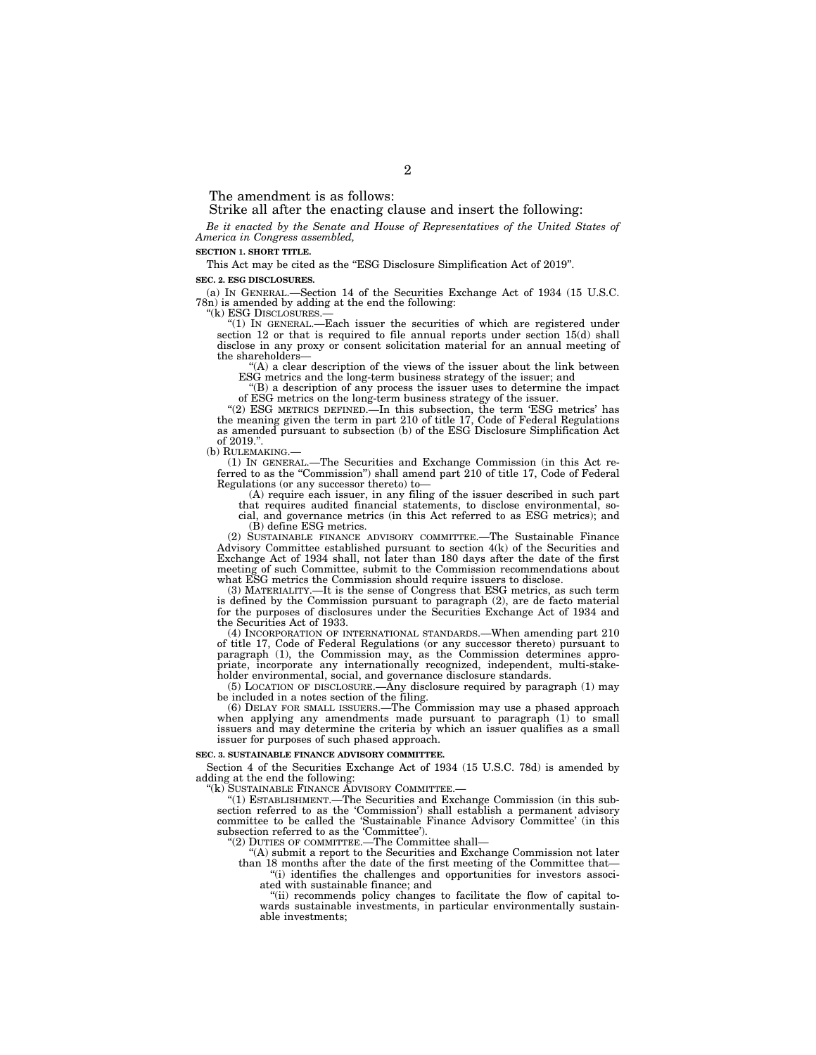The amendment is as follows:

Strike all after the enacting clause and insert the following:

*Be it enacted by the Senate and House of Representatives of the United States of America in Congress assembled,*

**SECTION 1. SHORT TITLE.**

This Act may be cited as the "ESG Disclosure Simplification Act of 2019".

**SEC. 2. ESG DISCLOSURES.**

(a) IN GENERAL.—Section 14 of the Securities Exchange Act of 1934 (15 U.S.C. 78n) is amended by adding at the end the following:

"(k) ESG DISCLOSURES.—

"(1) IN GENERAL.—Each issuer the securities of which are registered under section 12 or that is required to file annual reports under section 15(d) shall disclose in any proxy or consent solicitation material for an annual meeting of the shareholders—

"(A) a clear description of the views of the issuer about the link between ESG metrics and the long-term business strategy of the issuer; and

"(B) a description of any process the issuer uses to determine the impact of ESG metrics on the long-term business strategy of the issuer.

"(2) ESG METRICS DEFINED.—In this subsection, the term 'ESG metrics' has the meaning given the term in part 210 of title 17, Code of Federal Regulations as amended pursuant to subsection (b) of the ESG Disclosure Simplification Act of 2019.".

(b) RULEMAKING.—

(1) IN GENERAL.—The Securities and Exchange Commission (in this Act referred to as the "Commission") shall amend part 210 of title 17, Code of Federal Regulations (or any successor thereto) to—

(A) require each issuer, in any filing of the issuer described in such part that requires audited financial statements, to disclose environmental, social, and governance metrics (in this Act referred to as ESG metrics); and

(B) define ESG metrics.

(2) SUSTAINABLE FINANCE ADVISORY COMMITTEE.—The Sustainable Finance Advisory Committee established pursuant to section 4(k) of the Securities and Exchange Act of 1934 shall, not later than 180 days after the date of the first meeting of such Committee, submit to the Commission recommendations about what ESG metrics the Commission should require issuers to disclose.

(3) MATERIALITY.—It is the sense of Congress that ESG metrics, as such term is defined by the Commission pursuant to paragraph (2), are de facto material for the purposes of disclosures under the Securities Exchange Act of 1934 and the Securities Act of 1933.

(4) INCORPORATION OF INTERNATIONAL STANDARDS.—When amending part 210 of title 17, Code of Federal Regulations (or any successor thereto) pursuant to paragraph (1), the Commission may, as the Commission determines appropriate, incorporate any internationally recognized, independent, multi-stakeholder environmental, social, and governance disclosure standards.

(5) LOCATION OF DISCLOSURE.—Any disclosure required by paragraph (1) may be included in a notes section of the filing.

(6) DELAY FOR SMALL ISSUERS.—The Commission may use a phased approach when applying any amendments made pursuant to paragraph (1) to small issuers and may determine the criteria by which an issuer qualifies as a small issuer for purposes of such phased approach.

**SEC. 3. SUSTAINABLE FINANCE ADVISORY COMMITTEE.**

Section 4 of the Securities Exchange Act of 1934 (15 U.S.C. 78d) is amended by adding at the end the following:

"(k) SUSTAINABLE FINANCE ADVISORY COMMITTEE.—

"(1) ESTABLISHMENT.—The Securities and Exchange Commission (in this subsection referred to as the 'Commission') shall establish a permanent advisory committee to be called the 'Sustainable Finance Advisory Committee' (in this subsection referred to as the 'Committee').

"(2) DUTIES OF COMMITTEE.—The Committee shall—

"(A) submit a report to the Securities and Exchange Commission not later than 18 months after the date of the first meeting of the Committee that—

"(i) identifies the challenges and opportunities for investors associated with sustainable finance; and

"(ii) recommends policy changes to facilitate the flow of capital towards sustainable investments, in particular environmentally sustainable investments;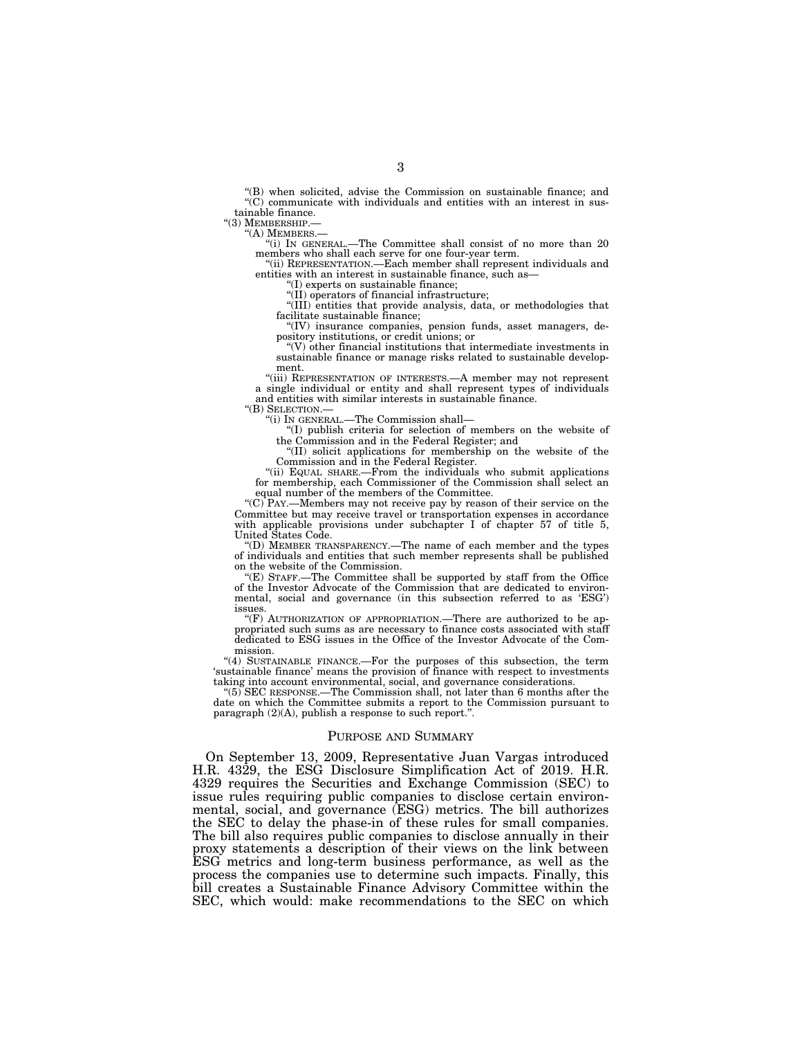"(B) when solicited, advise the Commission on sustainable finance; and

"(C) communicate with individuals and entities with an interest in sustainable finance.

"(3) MEMBERSHIP.—

"(A) MEMBERS.—

"(i) IN GENERAL.—The Committee shall consist of no more than 20 members who shall each serve for one four-year term.

"(ii) REPRESENTATION.—Each member shall represent individuals and entities with an interest in sustainable finance, such as—

"(I) experts on sustainable finance;

"(II) operators of financial infrastructure;

"(III) entities that provide analysis, data, or methodologies that facilitate sustainable finance;

"(IV) insurance companies, pension funds, asset managers, depository institutions, or credit unions; or

"(V) other financial institutions that intermediate investments in sustainable finance or manage risks related to sustainable development.

"(iii) REPRESENTATION OF INTERESTS.—A member may not represent a single individual or entity and shall represent types of individuals and entities with similar interests in sustainable finance.

"(B) SELECTION.—

"(i) IN GENERAL.—The Commission shall—

"(I) publish criteria for selection of members on the website of the Commission and in the Federal Register; and

"(II) solicit applications for membership on the website of the Commission and in the Federal Register.

"(ii) EQUAL SHARE.—From the individuals who submit applications for membership, each Commissioner of the Commission shall select an equal number of the members of the Committee.

"(C) PAY.—Members may not receive pay by reason of their service on the Committee but may receive travel or transportation expenses in accordance with applicable provisions under subchapter I of chapter 57 of title 5, United States Code.

"(D) MEMBER TRANSPARENCY.—The name of each member and the types of individuals and entities that such member represents shall be published on the website of the Commission.

"(E) STAFF.—The Committee shall be supported by staff from the Office of the Investor Advocate of the Commission that are dedicated to environmental, social and governance (in this subsection referred to as 'ESG') issues.

"(F) AUTHORIZATION OF APPROPRIATION.—There are authorized to be appropriated such sums as are necessary to finance costs associated with staff dedicated to ESG issues in the Office of the Investor Advocate of the Commission.

"(4) SUSTAINABLE FINANCE.—For the purposes of this subsection, the term 'sustainable finance' means the provision of finance with respect to investments taking into account environmental, social, and governance considerations.

"(5) SEC RESPONSE.—The Commission shall, not later than 6 months after the date on which the Committee submits a report to the Commission pursuant to paragraph (2)(A), publish a response to such report.".

## PURPOSE AND SUMMARY

On September 13, 2009, Representative Juan Vargas introduced H.R. 4329, the ESG Disclosure Simplification Act of 2019. H.R. 4329 requires the Securities and Exchange Commission (SEC) to issue rules requiring public companies to disclose certain environmental, social, and governance (ESG) metrics. The bill authorizes the SEC to delay the phase-in of these rules for small companies. The bill also requires public companies to disclose annually in their proxy statements a description of their views on the link between ESG metrics and long-term business performance, as well as the process the companies use to determine such impacts. Finally, this bill creates a Sustainable Finance Advisory Committee within the SEC, which would: make recommendations to the SEC on which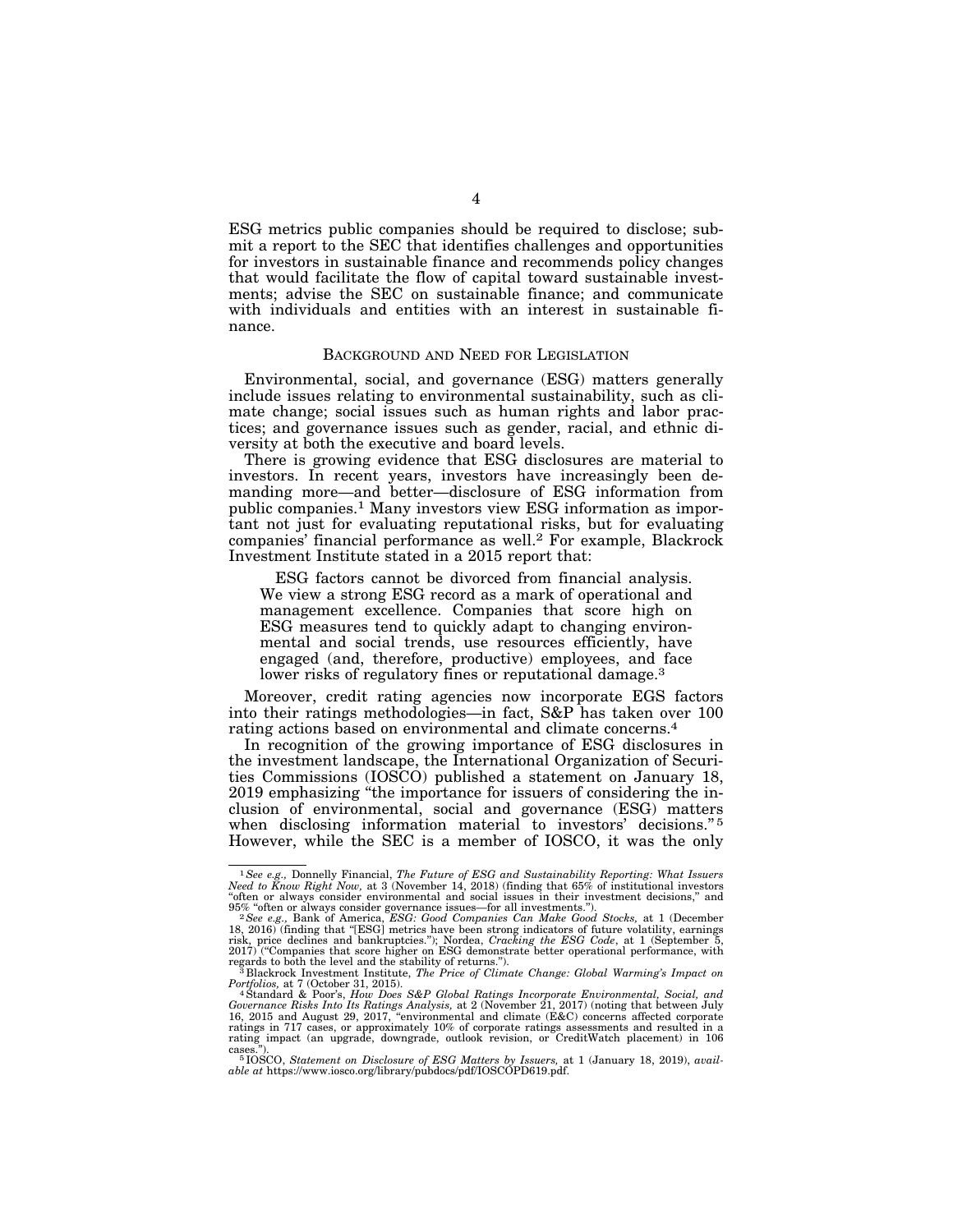ESG metrics public companies should be required to disclose; submit a report to the SEC that identifies challenges and opportunities for investors in sustainable finance and recommends policy changes that would facilitate the flow of capital toward sustainable investments; advise the SEC on sustainable finance; and communicate with individuals and entities with an interest in sustainable finance.

## BACKGROUND AND NEED FOR LEGISLATION

Environmental, social, and governance (ESG) matters generally include issues relating to environmental sustainability, such as climate change; social issues such as human rights and labor practices; and governance issues such as gender, racial, and ethnic diversity at both the executive and board levels.

There is growing evidence that ESG disclosures are material to investors. In recent years, investors have increasingly been demanding more—and better—disclosure of ESG information from public companies.[1] Many investors view ESG information as important not just for evaluating reputational risks, but for evaluating companies' financial performance as well.[2] For example, Blackrock Investment Institute stated in a 2015 report that:

> ESG factors cannot be divorced from financial analysis. We view a strong ESG record as a mark of operational and management excellence. Companies that score high on ESG measures tend to quickly adapt to changing environmental and social trends, use resources efficiently, have engaged (and, therefore, productive) employees, and face lower risks of regulatory fines or reputational damage.[3]

Moreover, credit rating agencies now incorporate EGS factors into their ratings methodologies—in fact, S&P has taken over 100 rating actions based on environmental and climate concerns.[4]

In recognition of the growing importance of ESG disclosures in the investment landscape, the International Organization of Securities Commissions (IOSCO) published a statement on January 18, 2019 emphasizing "the importance for issuers of considering the inclusion of environmental, social and governance (ESG) matters when disclosing information material to investors' decisions."[5] However, while the SEC is a member of IOSCO, it was the only

---

[1] *See e.g.,* Donnelly Financial, *The Future of ESG and Sustainability Reporting: What Issuers Need to Know Right Now,* at 3 (November 14, 2018) (finding that 65% of institutional investors "often or always consider environmental and social issues in their investment decisions," and 95% "often or always consider governance issues—for all investments.").

[2] *See e.g.,* Bank of America, *ESG: Good Companies Can Make Good Stocks,* at 1 (December 18, 2016) (finding that "[ESG] metrics have been strong indicators of future volatility, earnings risk, price declines and bankruptcies."); Nordea, *Cracking the ESG Code,* at 1 (September 5, 2017) ("Companies that score higher on ESG demonstrate better operational performance, with regards to both the level and the stability of returns.").

[3] Blackrock Investment Institute, *The Price of Climate Change: Global Warming's Impact on Portfolios,* at 7 (October 31, 2015).

[4] Standard & Poor's, *How Does S&P Global Ratings Incorporate Environmental, Social, and Governance Risks Into Its Ratings Analysis,* at 2 (November 21, 2017) (noting that between July 16, 2015 and August 29, 2017, "environmental and climate (E&C) concerns affected corporate ratings in 717 cases, or approximately 10% of corporate ratings assessments and resulted in a rating impact (an upgrade, downgrade, outlook revision, or CreditWatch placement) in 106 cases.").

[5] IOSCO, *Statement on Disclosure of ESG Matters by Issuers,* at 1 (January 18, 2019), *available at* https://www.iosco.org/library/pubdocs/pdf/IOSCOPD619.pdf.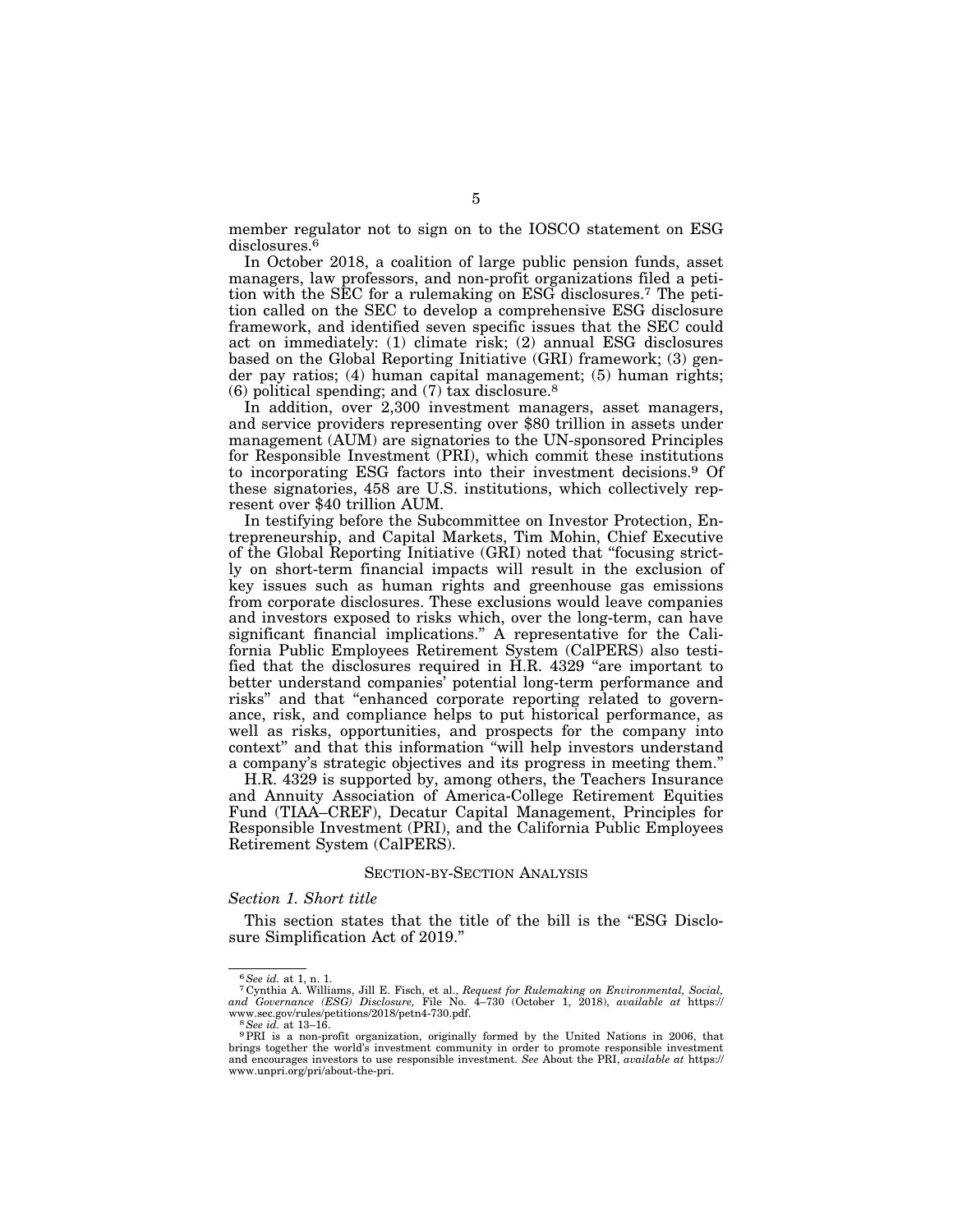member regulator not to sign on to the IOSCO statement on ESG disclosures.[6]

In October 2018, a coalition of large public pension funds, asset managers, law professors, and non-profit organizations filed a petition with the SEC for a rulemaking on ESG disclosures.[7] The petition called on the SEC to develop a comprehensive ESG disclosure framework, and identified seven specific issues that the SEC could act on immediately: (1) climate risk; (2) annual ESG disclosures based on the Global Reporting Initiative (GRI) framework; (3) gender pay ratios; (4) human capital management; (5) human rights; (6) political spending; and (7) tax disclosure.[8]

In addition, over 2,300 investment managers, asset managers, and service providers representing over $80 trillion in assets under management (AUM) are signatories to the UN-sponsored Principles for Responsible Investment (PRI), which commit these institutions to incorporating ESG factors into their investment decisions.[9] Of these signatories, 458 are U.S. institutions, which collectively represent over $40 trillion AUM.

In testifying before the Subcommittee on Investor Protection, Entrepreneurship, and Capital Markets, Tim Mohin, Chief Executive of the Global Reporting Initiative (GRI) noted that "focusing strictly on short-term financial impacts will result in the exclusion of key issues such as human rights and greenhouse gas emissions from corporate disclosures. These exclusions would leave companies and investors exposed to risks which, over the long-term, can have significant financial implications." A representative for the California Public Employees Retirement System (CalPERS) also testified that the disclosures required in H.R. 4329 "are important to better understand companies' potential long-term performance and risks" and that "enhanced corporate reporting related to governance, risk, and compliance helps to put historical performance, as well as risks, opportunities, and prospects for the company into context" and that this information "will help investors understand a company's strategic objectives and its progress in meeting them."

H.R. 4329 is supported by, among others, the Teachers Insurance and Annuity Association of America-College Retirement Equities Fund (TIAA–CREF), Decatur Capital Management, Principles for Responsible Investment (PRI), and the California Public Employees Retirement System (CalPERS).

## SECTION-BY-SECTION ANALYSIS

### *Section 1. Short title*

This section states that the title of the bill is the "ESG Disclosure Simplification Act of 2019."

---

[6] *See id.* at 1, n. 1.

[7] Cynthia A. Williams, Jill E. Fisch, et al., *Request for Rulemaking on Environmental, Social, and Governance (ESG) Disclosure,* File No. 4–730 (October 1, 2018), *available at* https://www.sec.gov/rules/petitions/2018/petn4-730.pdf.

[8] *See id.* at 13–16.

[9] PRI is a non-profit organization, originally formed by the United Nations in 2006, that brings together the world's investment community in order to promote responsible investment and encourages investors to use responsible investment. *See* About the PRI, *available at* https://www.unpri.org/pri/about-the-pri.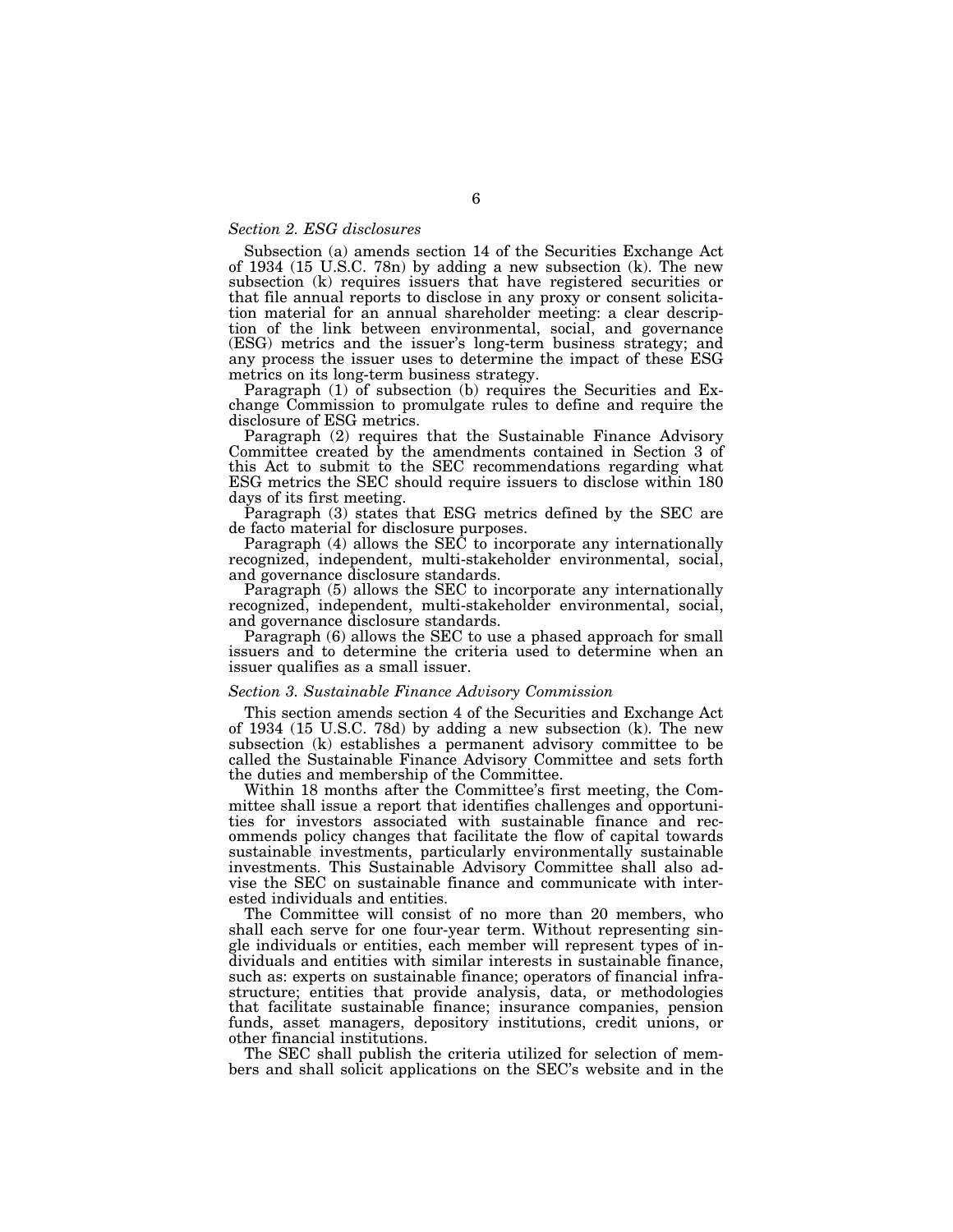*Section 2. ESG disclosures*

Subsection (a) amends section 14 of the Securities Exchange Act of 1934 (15 U.S.C. 78n) by adding a new subsection (k). The new subsection (k) requires issuers that have registered securities or that file annual reports to disclose in any proxy or consent solicitation material for an annual shareholder meeting: a clear description of the link between environmental, social, and governance (ESG) metrics and the issuer's long-term business strategy; and any process the issuer uses to determine the impact of these ESG metrics on its long-term business strategy.

Paragraph (1) of subsection (b) requires the Securities and Exchange Commission to promulgate rules to define and require the disclosure of ESG metrics.

Paragraph (2) requires that the Sustainable Finance Advisory Committee created by the amendments contained in Section 3 of this Act to submit to the SEC recommendations regarding what ESG metrics the SEC should require issuers to disclose within 180 days of its first meeting.

Paragraph (3) states that ESG metrics defined by the SEC are de facto material for disclosure purposes.

Paragraph (4) allows the SEC to incorporate any internationally recognized, independent, multi-stakeholder environmental, social, and governance disclosure standards.

Paragraph (5) allows the SEC to incorporate any internationally recognized, independent, multi-stakeholder environmental, social, and governance disclosure standards.

Paragraph (6) allows the SEC to use a phased approach for small issuers and to determine the criteria used to determine when an issuer qualifies as a small issuer.

*Section 3. Sustainable Finance Advisory Commission*

This section amends section 4 of the Securities and Exchange Act of 1934 (15 U.S.C. 78d) by adding a new subsection (k). The new subsection (k) establishes a permanent advisory committee to be called the Sustainable Finance Advisory Committee and sets forth the duties and membership of the Committee.

Within 18 months after the Committee's first meeting, the Committee shall issue a report that identifies challenges and opportunities for investors associated with sustainable finance and recommends policy changes that facilitate the flow of capital towards sustainable investments, particularly environmentally sustainable investments. This Sustainable Advisory Committee shall also advise the SEC on sustainable finance and communicate with interested individuals and entities.

The Committee will consist of no more than 20 members, who shall each serve for one four-year term. Without representing single individuals or entities, each member will represent types of individuals and entities with similar interests in sustainable finance, such as: experts on sustainable finance; operators of financial infrastructure; entities that provide analysis, data, or methodologies that facilitate sustainable finance; insurance companies, pension funds, asset managers, depository institutions, credit unions, or other financial institutions.

The SEC shall publish the criteria utilized for selection of members and shall solicit applications on the SEC's website and in the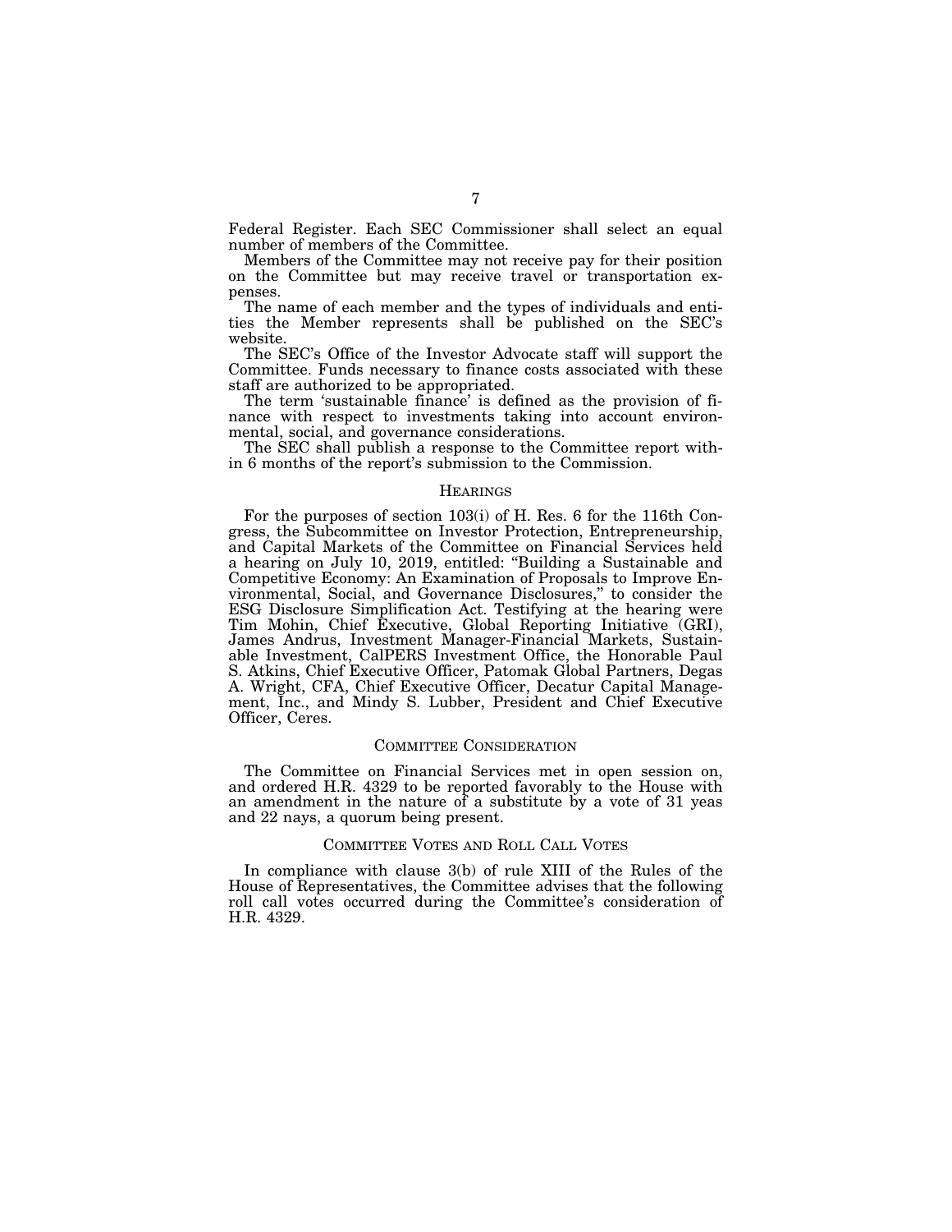Federal Register. Each SEC Commissioner shall select an equal number of members of the Committee.

Members of the Committee may not receive pay for their position on the Committee but may receive travel or transportation expenses.

The name of each member and the types of individuals and entities the Member represents shall be published on the SEC's website.

The SEC's Office of the Investor Advocate staff will support the Committee. Funds necessary to finance costs associated with these staff are authorized to be appropriated.

The term 'sustainable finance' is defined as the provision of finance with respect to investments taking into account environmental, social, and governance considerations.

The SEC shall publish a response to the Committee report within 6 months of the report's submission to the Commission.

## HEARINGS

For the purposes of section 103(i) of H. Res. 6 for the 116th Congress, the Subcommittee on Investor Protection, Entrepreneurship, and Capital Markets of the Committee on Financial Services held a hearing on July 10, 2019, entitled: "Building a Sustainable and Competitive Economy: An Examination of Proposals to Improve Environmental, Social, and Governance Disclosures," to consider the ESG Disclosure Simplification Act. Testifying at the hearing were Tim Mohin, Chief Executive, Global Reporting Initiative (GRI), James Andrus, Investment Manager-Financial Markets, Sustainable Investment, CalPERS Investment Office, the Honorable Paul S. Atkins, Chief Executive Officer, Patomak Global Partners, Degas A. Wright, CFA, Chief Executive Officer, Decatur Capital Management, Inc., and Mindy S. Lubber, President and Chief Executive Officer, Ceres.

## COMMITTEE CONSIDERATION

The Committee on Financial Services met in open session on, and ordered H.R. 4329 to be reported favorably to the House with an amendment in the nature of a substitute by a vote of 31 yeas and 22 nays, a quorum being present.

## COMMITTEE VOTES AND ROLL CALL VOTES

In compliance with clause 3(b) of rule XIII of the Rules of the House of Representatives, the Committee advises that the following roll call votes occurred during the Committee's consideration of H.R. 4329.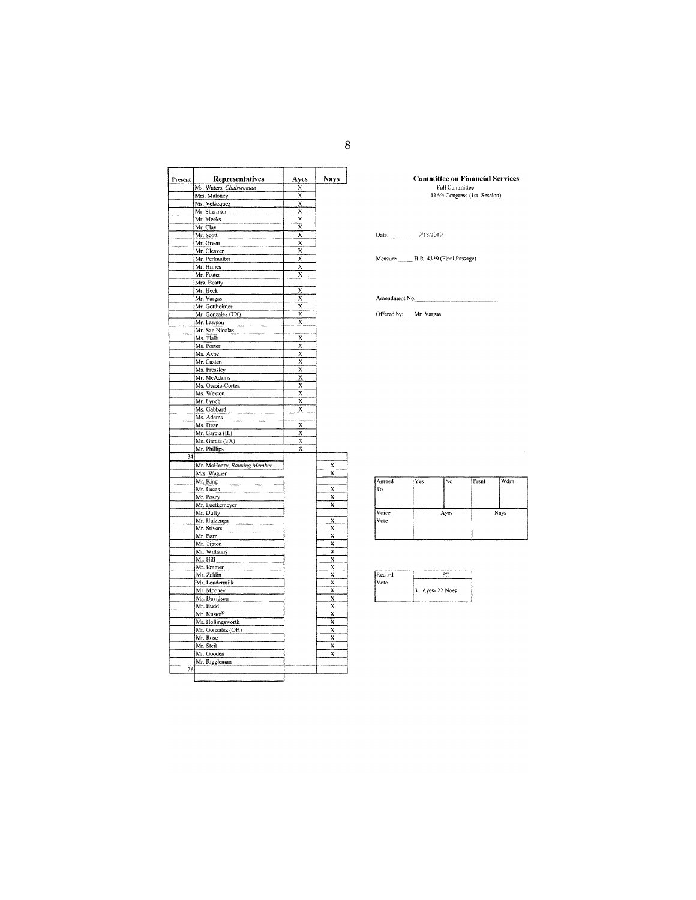**Committee on Financial Services**
Full Committee
116th Congress (1st Session)

Date: 9/18/2019

Measure H.R. 4329 (Final Passage)

Amendment No.

Offered by: Mr. Vargas

| Present | Representatives | Ayes | Nays |
|---|---|---|---|
| | Ms. Waters, *Chairwoman* | X | |
| | Mrs. Maloney | X | |
| | Ms. Velázquez | X | |
| | Mr. Sherman | X | |
| | Mr. Meeks | X | |
| | Mr. Clay | X | |
| | Mr. Scott | X | |
| | Mr. Green | X | |
| | Mr. Cleaver | X | |
| | Mr. Perlmutter | X | |
| | Mr. Himes | X | |
| | Mr. Foster | X | |
| | Mrs. Beatty | | |
| | Mr. Heck | X | |
| | Mr. Vargas | X | |
| | Mr. Gottheimer | X | |
| | Mr. Gonzalez (TX) | X | |
| | Mr. Lawson | X | |
| | Mr. San Nicolas | | |
| | Ms. Tlaib | X | |
| | Ms. Porter | X | |
| | Ms. Axne | X | |
| | Mr. Casten | X | |
| | Ms. Pressley | X | |
| | Mr. McAdams | X | |
| | Ms. Ocasio-Cortez | X | |
| | Ms. Wexton | X | |
| | Mr. Lynch | X | |
| | Ms. Gabbard | X | |
| | Ms. Adams | | |
| | Ms. Dean | X | |
| | Mr. Garcia (IL) | X | |
| | Ms. Garcia (TX) | X | |
| | Mr. Phillips | X | |
| 34 | | | |
| | Mr. McHenry, *Ranking Member* | | X |
| | Mrs. Wagner | | X |
| | Mr. King | | |
| | Mr. Lucas | | X |
| | Mr. Posey | | X |
| | Mr. Luetkemeyer | | X |
| | Mr. Duffy | | |
| | Mr. Huizenga | | X |
| | Mr. Stivers | | X |
| | Mr. Barr | | X |
| | Mr. Tipton | | X |
| | Mr. Williams | | X |
| | Mr. Hill | | X |
| | Mr. Emmer | | X |
| | Mr. Zeldin | | X |
| | Mr. Loudermilk | | X |
| | Mr. Mooney | | X |
| | Mr. Davidson | | X |
| | Mr. Budd | | X |
| | Mr. Kustoff | | X |
| | Mr. Hollingsworth | | X |
| | Mr. Gonzalez (OH) | | X |
| | Mr. Rose | | X |
| | Mr. Steil | | X |
| | Mr. Gooden | | X |
| | Mr. Riggleman | | |
| 26 | | | |

| Agreed To | Yes | No | Prsnt | Wdrn |
|---|---|---|---|---|
| | | | | |

| Voice Vote | Ayes | Nays |
|---|---|---|
| | | |

| Record Vote | FC |
|---|---|
| | 31 Ayes- 22 Noes |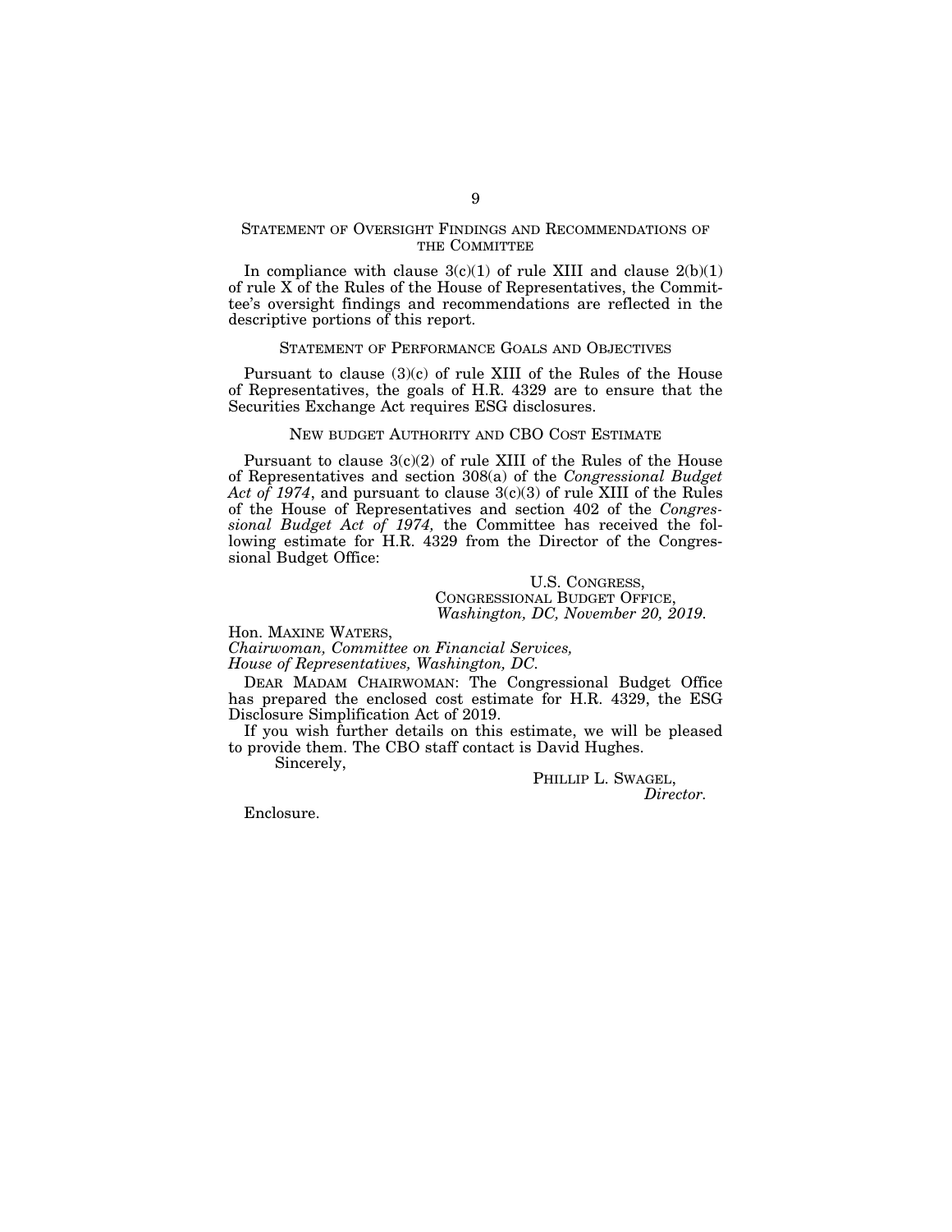## Statement of Oversight Findings and Recommendations of the Committee

In compliance with clause 3(c)(1) of rule XIII and clause 2(b)(1) of rule X of the Rules of the House of Representatives, the Committee's oversight findings and recommendations are reflected in the descriptive portions of this report.

## Statement of Performance Goals and Objectives

Pursuant to clause (3)(c) of rule XIII of the Rules of the House of Representatives, the goals of H.R. 4329 are to ensure that the Securities Exchange Act requires ESG disclosures.

## New budget Authority and CBO Cost Estimate

Pursuant to clause 3(c)(2) of rule XIII of the Rules of the House of Representatives and section 308(a) of the *Congressional Budget Act of 1974*, and pursuant to clause 3(c)(3) of rule XIII of the Rules of the House of Representatives and section 402 of the *Congressional Budget Act of 1974*, the Committee has received the following estimate for H.R. 4329 from the Director of the Congressional Budget Office:

U.S. Congress,
Congressional Budget Office,
*Washington, DC, November 20, 2019.*

Hon. Maxine Waters,
*Chairwoman, Committee on Financial Services,*
*House of Representatives, Washington, DC.*

Dear Madam Chairwoman: The Congressional Budget Office has prepared the enclosed cost estimate for H.R. 4329, the ESG Disclosure Simplification Act of 2019.

If you wish further details on this estimate, we will be pleased to provide them. The CBO staff contact is David Hughes.

Sincerely,

Phillip L. Swagel,
*Director.*

Enclosure.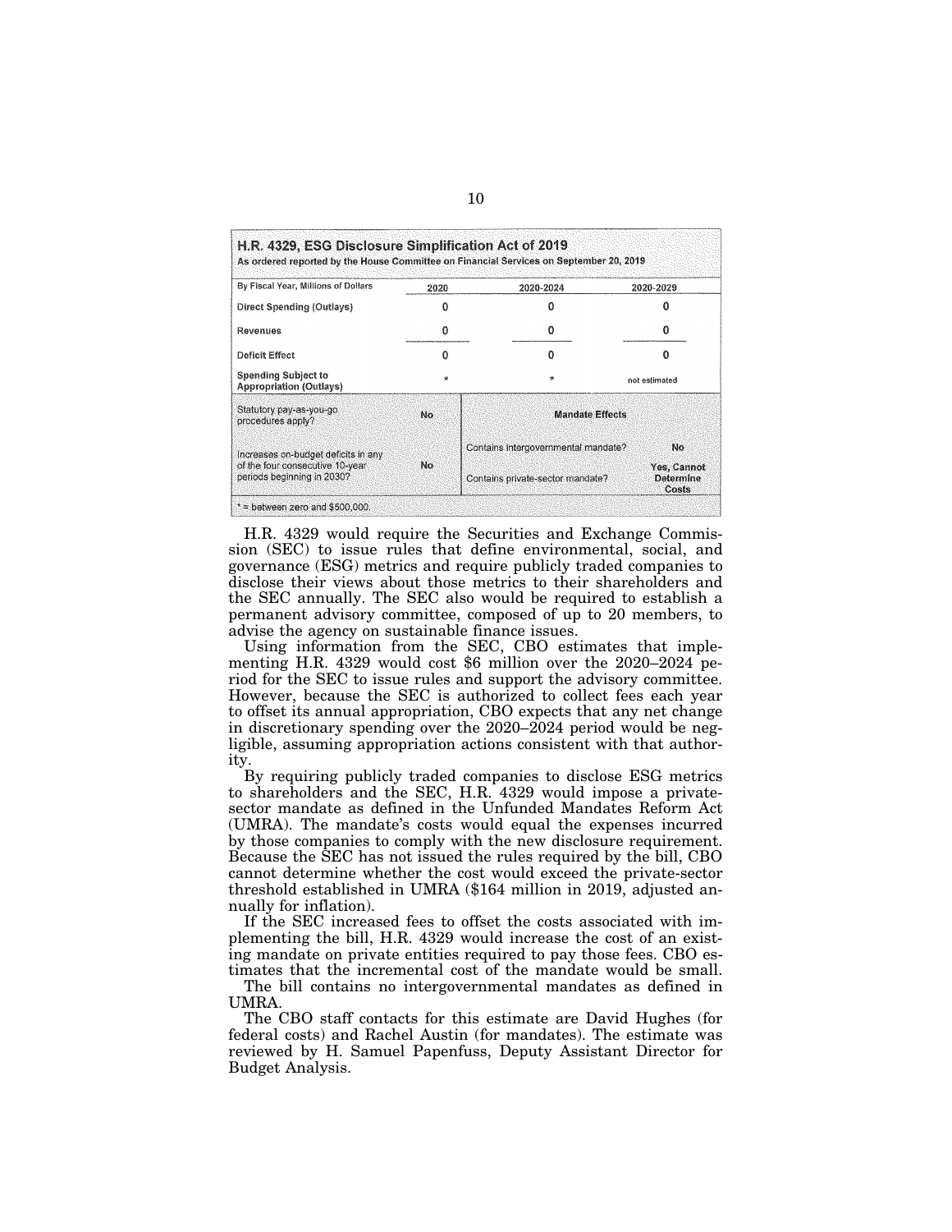**H.R. 4329, ESG Disclosure Simplification Act of 2019**
As ordered reported by the House Committee on Financial Services on September 20, 2019

| By Fiscal Year, Millions of Dollars | 2020 | 2020-2024 | 2020-2029 |
|---|---|---|---|
| Direct Spending (Outlays) | 0 | 0 | 0 |
| Revenues | 0 | 0 | 0 |
| Deficit Effect | 0 | 0 | 0 |
| Spending Subject to Appropriation (Outlays) | * | * | not estimated |

| | | Mandate Effects | |
|---|---|---|---|
| Statutory pay-as-you-go procedures apply? | No | Contains intergovernmental mandate? | No |
| Increases on-budget deficits in any of the four consecutive 10-year periods beginning in 2030? | No | Contains private-sector mandate? | Yes, Cannot Determine Costs |

* = between zero and $500,000.

H.R. 4329 would require the Securities and Exchange Commission (SEC) to issue rules that define environmental, social, and governance (ESG) metrics and require publicly traded companies to disclose their views about those metrics to their shareholders and the SEC annually. The SEC also would be required to establish a permanent advisory committee, composed of up to 20 members, to advise the agency on sustainable finance issues.

Using information from the SEC, CBO estimates that implementing H.R. 4329 would cost $6 million over the 2020–2024 period for the SEC to issue rules and support the advisory committee. However, because the SEC is authorized to collect fees each year to offset its annual appropriation, CBO expects that any net change in discretionary spending over the 2020–2024 period would be negligible, assuming appropriation actions consistent with that authority.

By requiring publicly traded companies to disclose ESG metrics to shareholders and the SEC, H.R. 4329 would impose a private-sector mandate as defined in the Unfunded Mandates Reform Act (UMRA). The mandate's costs would equal the expenses incurred by those companies to comply with the new disclosure requirement. Because the SEC has not issued the rules required by the bill, CBO cannot determine whether the cost would exceed the private-sector threshold established in UMRA ($164 million in 2019, adjusted annually for inflation).

If the SEC increased fees to offset the costs associated with implementing the bill, H.R. 4329 would increase the cost of an existing mandate on private entities required to pay those fees. CBO estimates that the incremental cost of the mandate would be small.

The bill contains no intergovernmental mandates as defined in UMRA.

The CBO staff contacts for this estimate are David Hughes (for federal costs) and Rachel Austin (for mandates). The estimate was reviewed by H. Samuel Papenfuss, Deputy Assistant Director for Budget Analysis.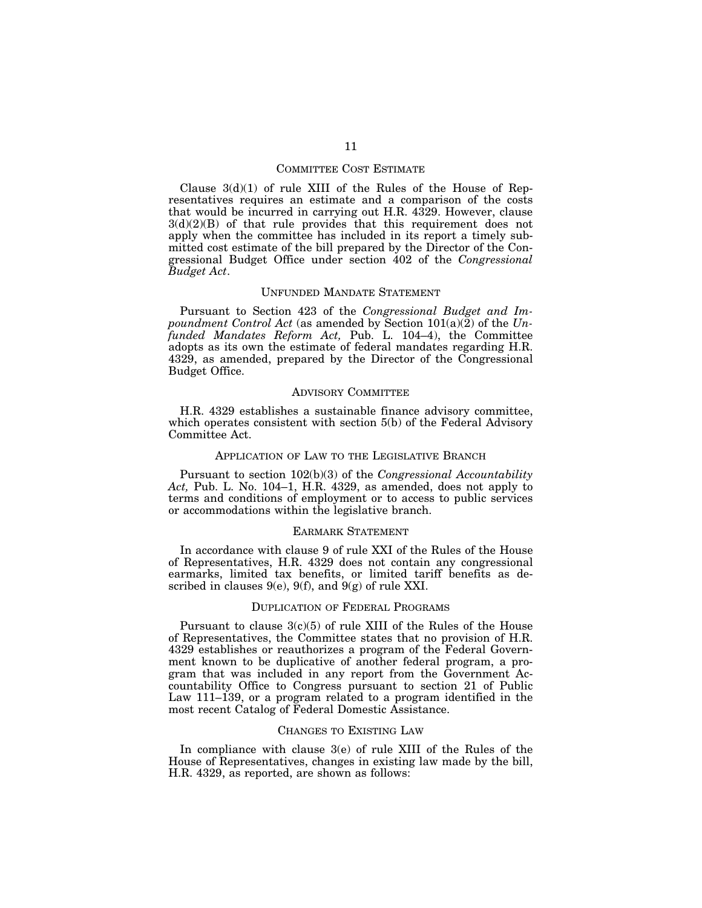## COMMITTEE COST ESTIMATE

Clause 3(d)(1) of rule XIII of the Rules of the House of Representatives requires an estimate and a comparison of the costs that would be incurred in carrying out H.R. 4329. However, clause 3(d)(2)(B) of that rule provides that this requirement does not apply when the committee has included in its report a timely submitted cost estimate of the bill prepared by the Director of the Congressional Budget Office under section 402 of the *Congressional Budget Act*.

## UNFUNDED MANDATE STATEMENT

Pursuant to Section 423 of the *Congressional Budget and Impoundment Control Act* (as amended by Section 101(a)(2) of the *Unfunded Mandates Reform Act,* Pub. L. 104–4), the Committee adopts as its own the estimate of federal mandates regarding H.R. 4329, as amended, prepared by the Director of the Congressional Budget Office.

## ADVISORY COMMITTEE

H.R. 4329 establishes a sustainable finance advisory committee, which operates consistent with section 5(b) of the Federal Advisory Committee Act.

## APPLICATION OF LAW TO THE LEGISLATIVE BRANCH

Pursuant to section 102(b)(3) of the *Congressional Accountability Act,* Pub. L. No. 104–1, H.R. 4329, as amended, does not apply to terms and conditions of employment or to access to public services or accommodations within the legislative branch.

## EARMARK STATEMENT

In accordance with clause 9 of rule XXI of the Rules of the House of Representatives, H.R. 4329 does not contain any congressional earmarks, limited tax benefits, or limited tariff benefits as described in clauses 9(e), 9(f), and 9(g) of rule XXI.

## DUPLICATION OF FEDERAL PROGRAMS

Pursuant to clause 3(c)(5) of rule XIII of the Rules of the House of Representatives, the Committee states that no provision of H.R. 4329 establishes or reauthorizes a program of the Federal Government known to be duplicative of another federal program, a program that was included in any report from the Government Accountability Office to Congress pursuant to section 21 of Public Law 111–139, or a program related to a program identified in the most recent Catalog of Federal Domestic Assistance.

## CHANGES TO EXISTING LAW

In compliance with clause 3(e) of rule XIII of the Rules of the House of Representatives, changes in existing law made by the bill, H.R. 4329, as reported, are shown as follows: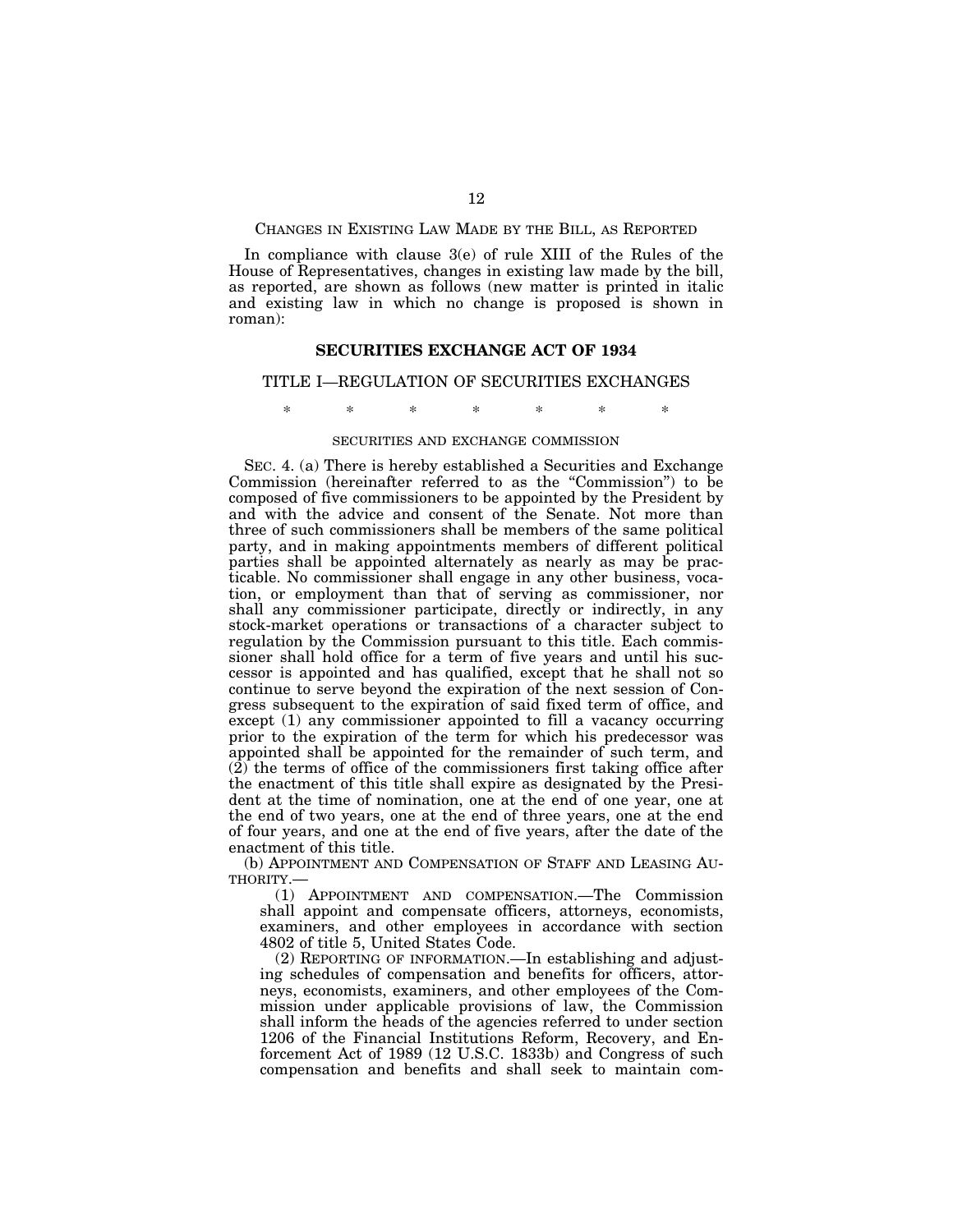CHANGES IN EXISTING LAW MADE BY THE BILL, AS REPORTED

In compliance with clause 3(e) of rule XIII of the Rules of the House of Representatives, changes in existing law made by the bill, as reported, are shown as follows (new matter is printed in italic and existing law in which no change is proposed is shown in roman):

## SECURITIES EXCHANGE ACT OF 1934

### TITLE I—REGULATION OF SECURITIES EXCHANGES

\* \* \* \* \* \* \*

SECURITIES AND EXCHANGE COMMISSION

SEC. 4. (a) There is hereby established a Securities and Exchange Commission (hereinafter referred to as the "Commission") to be composed of five commissioners to be appointed by the President by and with the advice and consent of the Senate. Not more than three of such commissioners shall be members of the same political party, and in making appointments members of different political parties shall be appointed alternately as nearly as may be practicable. No commissioner shall engage in any other business, vocation, or employment than that of serving as commissioner, nor shall any commissioner participate, directly or indirectly, in any stock-market operations or transactions of a character subject to regulation by the Commission pursuant to this title. Each commissioner shall hold office for a term of five years and until his successor is appointed and has qualified, except that he shall not so continue to serve beyond the expiration of the next session of Congress subsequent to the expiration of said fixed term of office, and except (1) any commissioner appointed to fill a vacancy occurring prior to the expiration of the term for which his predecessor was appointed shall be appointed for the remainder of such term, and (2) the terms of office of the commissioners first taking office after the enactment of this title shall expire as designated by the President at the time of nomination, one at the end of one year, one at the end of two years, one at the end of three years, one at the end of four years, and one at the end of five years, after the date of the enactment of this title.

(b) APPOINTMENT AND COMPENSATION OF STAFF AND LEASING AUTHORITY.—

(1) APPOINTMENT AND COMPENSATION.—The Commission shall appoint and compensate officers, attorneys, economists, examiners, and other employees in accordance with section 4802 of title 5, United States Code.

(2) REPORTING OF INFORMATION.—In establishing and adjusting schedules of compensation and benefits for officers, attorneys, economists, examiners, and other employees of the Commission under applicable provisions of law, the Commission shall inform the heads of the agencies referred to under section 1206 of the Financial Institutions Reform, Recovery, and Enforcement Act of 1989 (12 U.S.C. 1833b) and Congress of such compensation and benefits and shall seek to maintain com-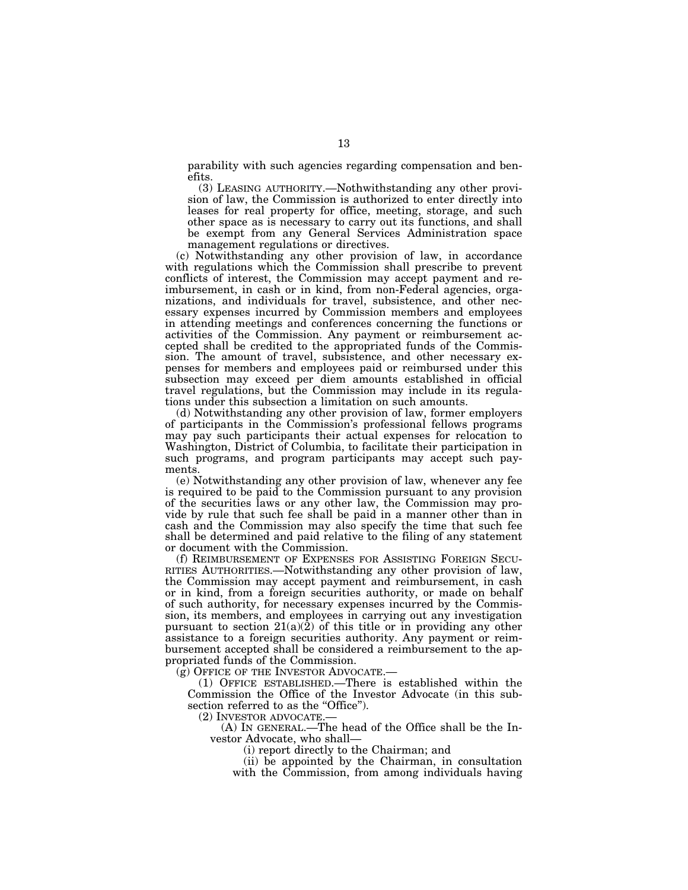parability with such agencies regarding compensation and benefits.

(3) LEASING AUTHORITY.—Nothwithstanding any other provision of law, the Commission is authorized to enter directly into leases for real property for office, meeting, storage, and such other space as is necessary to carry out its functions, and shall be exempt from any General Services Administration space management regulations or directives.

(c) Notwithstanding any other provision of law, in accordance with regulations which the Commission shall prescribe to prevent conflicts of interest, the Commission may accept payment and reimbursement, in cash or in kind, from non-Federal agencies, organizations, and individuals for travel, subsistence, and other necessary expenses incurred by Commission members and employees in attending meetings and conferences concerning the functions or activities of the Commission. Any payment or reimbursement accepted shall be credited to the appropriated funds of the Commission. The amount of travel, subsistence, and other necessary expenses for members and employees paid or reimbursed under this subsection may exceed per diem amounts established in official travel regulations, but the Commission may include in its regulations under this subsection a limitation on such amounts.

(d) Notwithstanding any other provision of law, former employers of participants in the Commission's professional fellows programs may pay such participants their actual expenses for relocation to Washington, District of Columbia, to facilitate their participation in such programs, and program participants may accept such payments.

(e) Notwithstanding any other provision of law, whenever any fee is required to be paid to the Commission pursuant to any provision of the securities laws or any other law, the Commission may provide by rule that such fee shall be paid in a manner other than in cash and the Commission may also specify the time that such fee shall be determined and paid relative to the filing of any statement or document with the Commission.

(f) REIMBURSEMENT OF EXPENSES FOR ASSISTING FOREIGN SECURITIES AUTHORITIES.—Notwithstanding any other provision of law, the Commission may accept payment and reimbursement, in cash or in kind, from a foreign securities authority, or made on behalf of such authority, for necessary expenses incurred by the Commission, its members, and employees in carrying out any investigation pursuant to section 21(a)(2) of this title or in providing any other assistance to a foreign securities authority. Any payment or reimbursement accepted shall be considered a reimbursement to the appropriated funds of the Commission.

(g) OFFICE OF THE INVESTOR ADVOCATE.—

(1) OFFICE ESTABLISHED.—There is established within the Commission the Office of the Investor Advocate (in this subsection referred to as the "Office").

(2) INVESTOR ADVOCATE.—

(A) IN GENERAL.—The head of the Office shall be the Investor Advocate, who shall—

(i) report directly to the Chairman; and

(ii) be appointed by the Chairman, in consultation with the Commission, from among individuals having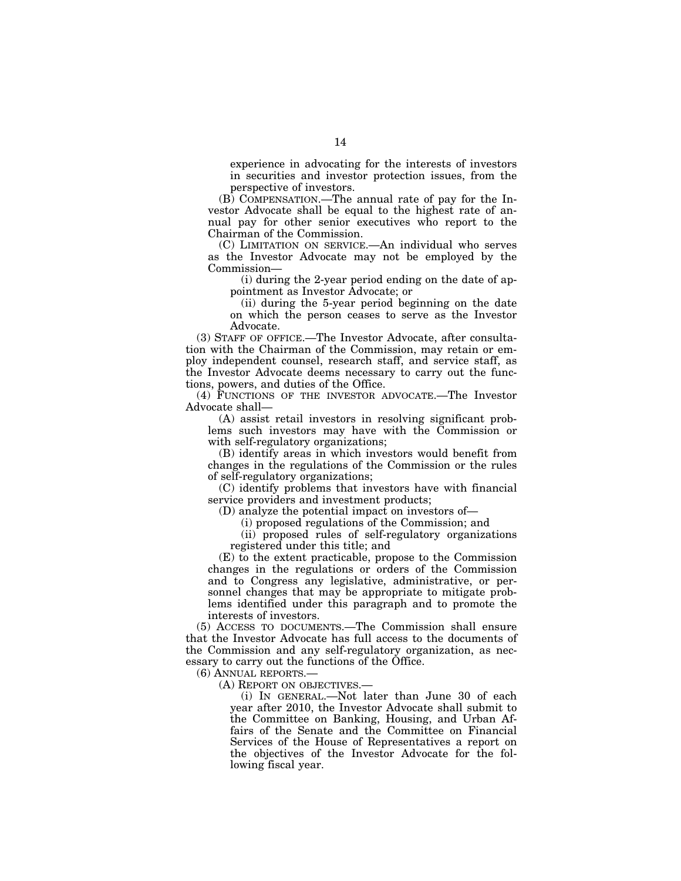experience in advocating for the interests of investors in securities and investor protection issues, from the perspective of investors.

(B) COMPENSATION.—The annual rate of pay for the Investor Advocate shall be equal to the highest rate of annual pay for other senior executives who report to the Chairman of the Commission.

(C) LIMITATION ON SERVICE.—An individual who serves as the Investor Advocate may not be employed by the Commission—

(i) during the 2-year period ending on the date of appointment as Investor Advocate; or

(ii) during the 5-year period beginning on the date on which the person ceases to serve as the Investor Advocate.

(3) STAFF OF OFFICE.—The Investor Advocate, after consultation with the Chairman of the Commission, may retain or employ independent counsel, research staff, and service staff, as the Investor Advocate deems necessary to carry out the functions, powers, and duties of the Office.

(4) FUNCTIONS OF THE INVESTOR ADVOCATE.—The Investor Advocate shall—

(A) assist retail investors in resolving significant problems such investors may have with the Commission or with self-regulatory organizations;

(B) identify areas in which investors would benefit from changes in the regulations of the Commission or the rules of self-regulatory organizations;

(C) identify problems that investors have with financial service providers and investment products;

(D) analyze the potential impact on investors of—

(i) proposed regulations of the Commission; and

(ii) proposed rules of self-regulatory organizations registered under this title; and

(E) to the extent practicable, propose to the Commission changes in the regulations or orders of the Commission and to Congress any legislative, administrative, or personnel changes that may be appropriate to mitigate problems identified under this paragraph and to promote the interests of investors.

(5) ACCESS TO DOCUMENTS.—The Commission shall ensure that the Investor Advocate has full access to the documents of the Commission and any self-regulatory organization, as necessary to carry out the functions of the Office.

(6) ANNUAL REPORTS.—

(A) REPORT ON OBJECTIVES.—

(i) IN GENERAL.—Not later than June 30 of each year after 2010, the Investor Advocate shall submit to the Committee on Banking, Housing, and Urban Affairs of the Senate and the Committee on Financial Services of the House of Representatives a report on the objectives of the Investor Advocate for the following fiscal year.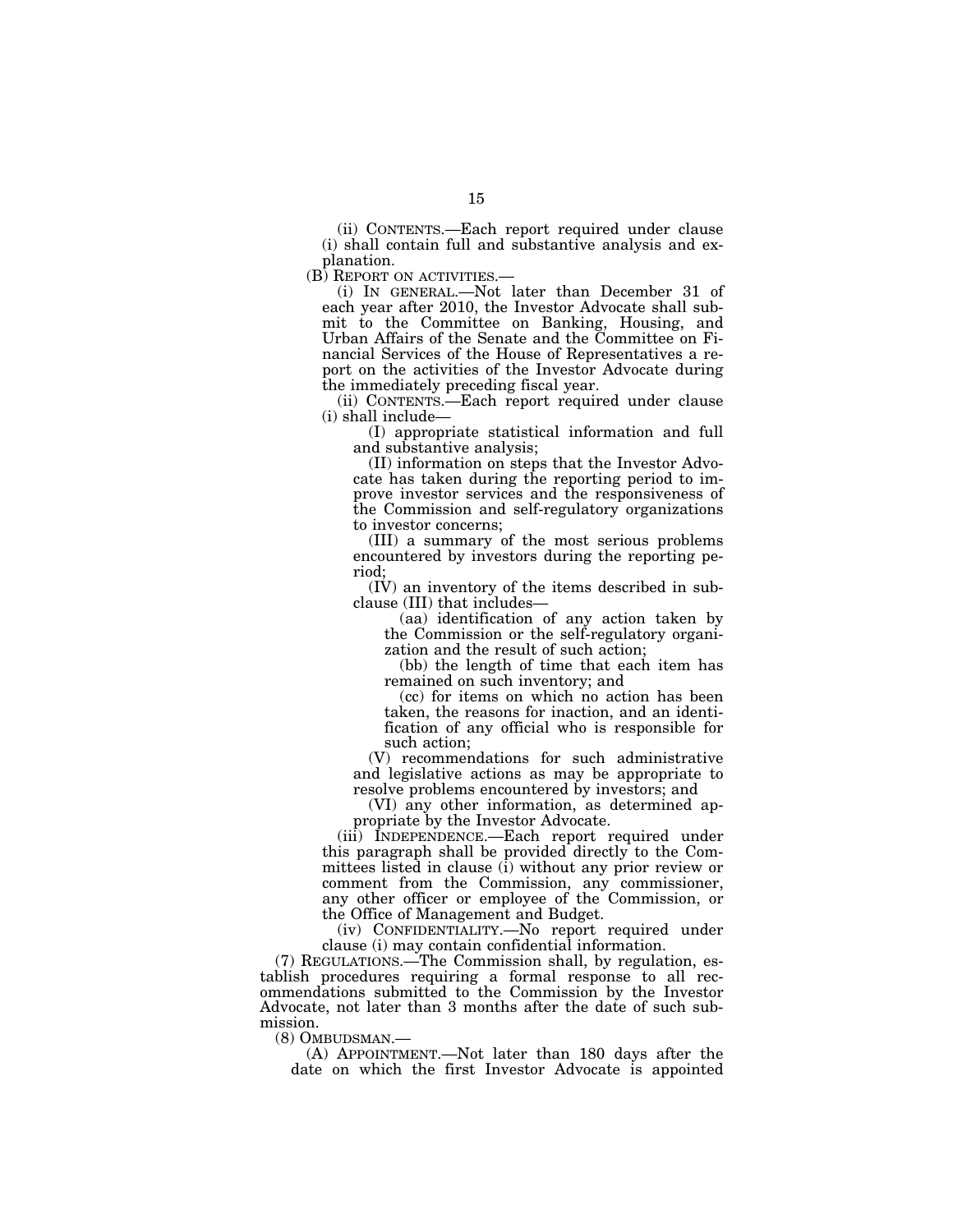(ii) CONTENTS.—Each report required under clause (i) shall contain full and substantive analysis and explanation.

(B) REPORT ON ACTIVITIES.—

(i) IN GENERAL.—Not later than December 31 of each year after 2010, the Investor Advocate shall submit to the Committee on Banking, Housing, and Urban Affairs of the Senate and the Committee on Financial Services of the House of Representatives a report on the activities of the Investor Advocate during the immediately preceding fiscal year.

(ii) CONTENTS.—Each report required under clause (i) shall include—

(I) appropriate statistical information and full and substantive analysis;

(II) information on steps that the Investor Advocate has taken during the reporting period to improve investor services and the responsiveness of the Commission and self-regulatory organizations to investor concerns;

(III) a summary of the most serious problems encountered by investors during the reporting period;

(IV) an inventory of the items described in subclause (III) that includes—

(aa) identification of any action taken by the Commission or the self-regulatory organization and the result of such action;

(bb) the length of time that each item has remained on such inventory; and

(cc) for items on which no action has been taken, the reasons for inaction, and an identification of any official who is responsible for such action;

(V) recommendations for such administrative and legislative actions as may be appropriate to resolve problems encountered by investors; and

(VI) any other information, as determined appropriate by the Investor Advocate.

(iii) INDEPENDENCE.—Each report required under this paragraph shall be provided directly to the Committees listed in clause (i) without any prior review or comment from the Commission, any commissioner, any other officer or employee of the Commission, or the Office of Management and Budget.

(iv) CONFIDENTIALITY.—No report required under clause (i) may contain confidential information.

(7) REGULATIONS.—The Commission shall, by regulation, establish procedures requiring a formal response to all recommendations submitted to the Commission by the Investor Advocate, not later than 3 months after the date of such submission.

(8) OMBUDSMAN.—

(A) APPOINTMENT.—Not later than 180 days after the date on which the first Investor Advocate is appointed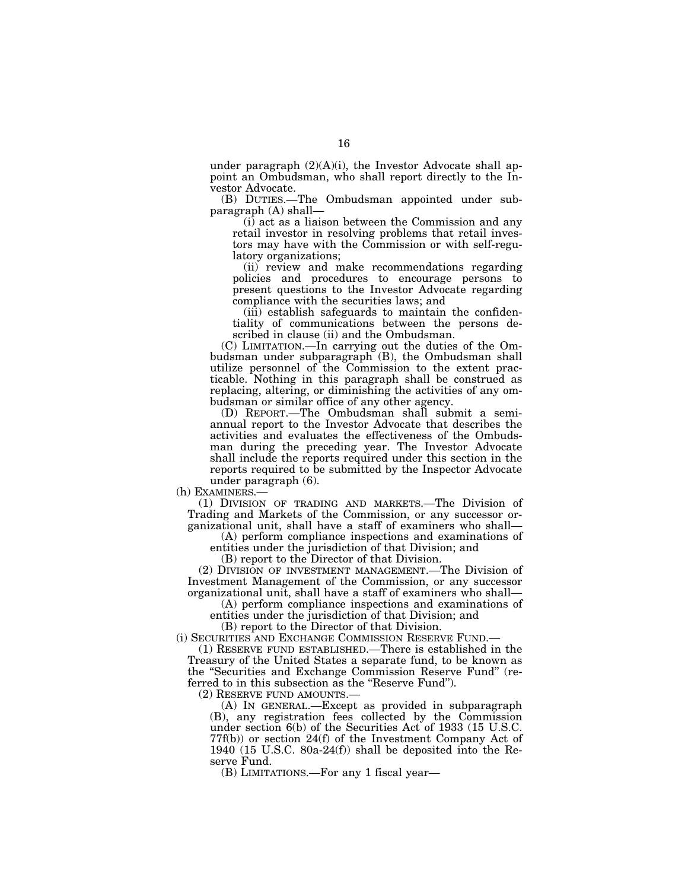under paragraph (2)(A)(i), the Investor Advocate shall appoint an Ombudsman, who shall report directly to the Investor Advocate.

(B) DUTIES.—The Ombudsman appointed under subparagraph (A) shall—

(i) act as a liaison between the Commission and any retail investor in resolving problems that retail investors may have with the Commission or with self-regulatory organizations;

(ii) review and make recommendations regarding policies and procedures to encourage persons to present questions to the Investor Advocate regarding compliance with the securities laws; and

(iii) establish safeguards to maintain the confidentiality of communications between the persons described in clause (ii) and the Ombudsman.

(C) LIMITATION.—In carrying out the duties of the Ombudsman under subparagraph (B), the Ombudsman shall utilize personnel of the Commission to the extent practicable. Nothing in this paragraph shall be construed as replacing, altering, or diminishing the activities of any ombudsman or similar office of any other agency.

(D) REPORT.—The Ombudsman shall submit a semiannual report to the Investor Advocate that describes the activities and evaluates the effectiveness of the Ombudsman during the preceding year. The Investor Advocate shall include the reports required under this section in the reports required to be submitted by the Inspector Advocate under paragraph (6).

(h) EXAMINERS.—

(1) DIVISION OF TRADING AND MARKETS.—The Division of Trading and Markets of the Commission, or any successor organizational unit, shall have a staff of examiners who shall—

(A) perform compliance inspections and examinations of entities under the jurisdiction of that Division; and

(B) report to the Director of that Division.

(2) DIVISION OF INVESTMENT MANAGEMENT.—The Division of Investment Management of the Commission, or any successor organizational unit, shall have a staff of examiners who shall—

(A) perform compliance inspections and examinations of entities under the jurisdiction of that Division; and

(B) report to the Director of that Division.

(i) SECURITIES AND EXCHANGE COMMISSION RESERVE FUND.—

(1) RESERVE FUND ESTABLISHED.—There is established in the Treasury of the United States a separate fund, to be known as the "Securities and Exchange Commission Reserve Fund" (referred to in this subsection as the "Reserve Fund").

(2) RESERVE FUND AMOUNTS.—

(A) IN GENERAL.—Except as provided in subparagraph (B), any registration fees collected by the Commission under section 6(b) of the Securities Act of 1933 (15 U.S.C. 77f(b)) or section 24(f) of the Investment Company Act of 1940 (15 U.S.C. 80a-24(f)) shall be deposited into the Reserve Fund.

(B) LIMITATIONS.—For any 1 fiscal year—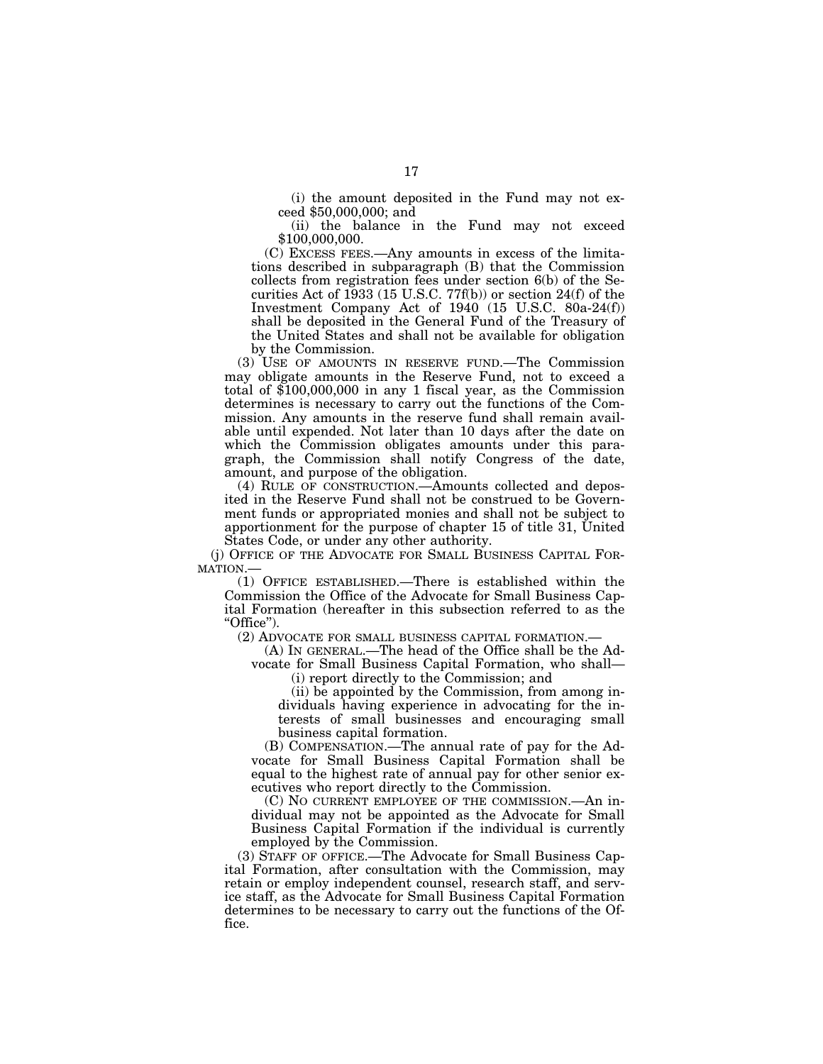(i) the amount deposited in the Fund may not exceed $50,000,000; and

(ii) the balance in the Fund may not exceed $100,000,000.

(C) EXCESS FEES.—Any amounts in excess of the limitations described in subparagraph (B) that the Commission collects from registration fees under section 6(b) of the Securities Act of 1933 (15 U.S.C. 77f(b)) or section 24(f) of the Investment Company Act of 1940 (15 U.S.C. 80a-24(f)) shall be deposited in the General Fund of the Treasury of the United States and shall not be available for obligation by the Commission.

(3) USE OF AMOUNTS IN RESERVE FUND.—The Commission may obligate amounts in the Reserve Fund, not to exceed a total of $100,000,000 in any 1 fiscal year, as the Commission determines is necessary to carry out the functions of the Commission. Any amounts in the reserve fund shall remain available until expended. Not later than 10 days after the date on which the Commission obligates amounts under this paragraph, the Commission shall notify Congress of the date, amount, and purpose of the obligation.

(4) RULE OF CONSTRUCTION.—Amounts collected and deposited in the Reserve Fund shall not be construed to be Government funds or appropriated monies and shall not be subject to apportionment for the purpose of chapter 15 of title 31, United States Code, or under any other authority.

(j) OFFICE OF THE ADVOCATE FOR SMALL BUSINESS CAPITAL FORMATION.—

(1) OFFICE ESTABLISHED.—There is established within the Commission the Office of the Advocate for Small Business Capital Formation (hereafter in this subsection referred to as the "Office").

(2) ADVOCATE FOR SMALL BUSINESS CAPITAL FORMATION.—

(A) IN GENERAL.—The head of the Office shall be the Advocate for Small Business Capital Formation, who shall—

(i) report directly to the Commission; and

(ii) be appointed by the Commission, from among individuals having experience in advocating for the interests of small businesses and encouraging small business capital formation.

(B) COMPENSATION.—The annual rate of pay for the Advocate for Small Business Capital Formation shall be equal to the highest rate of annual pay for other senior executives who report directly to the Commission.

(C) NO CURRENT EMPLOYEE OF THE COMMISSION.—An individual may not be appointed as the Advocate for Small Business Capital Formation if the individual is currently employed by the Commission.

(3) STAFF OF OFFICE.—The Advocate for Small Business Capital Formation, after consultation with the Commission, may retain or employ independent counsel, research staff, and service staff, as the Advocate for Small Business Capital Formation determines to be necessary to carry out the functions of the Office.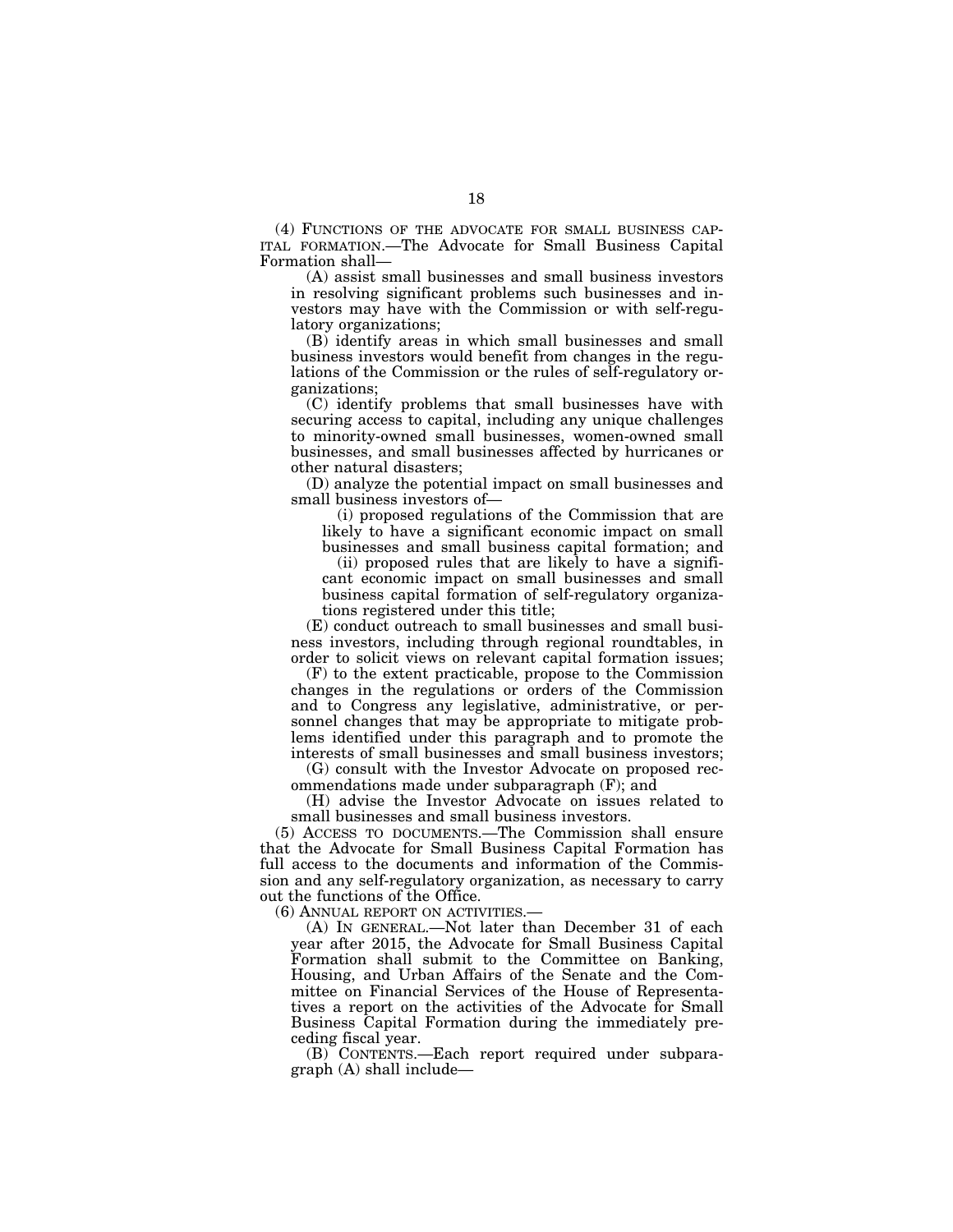(4) FUNCTIONS OF THE ADVOCATE FOR SMALL BUSINESS CAPITAL FORMATION.—The Advocate for Small Business Capital Formation shall—

(A) assist small businesses and small business investors in resolving significant problems such businesses and investors may have with the Commission or with self-regulatory organizations;

(B) identify areas in which small businesses and small business investors would benefit from changes in the regulations of the Commission or the rules of self-regulatory organizations;

(C) identify problems that small businesses have with securing access to capital, including any unique challenges to minority-owned small businesses, women-owned small businesses, and small businesses affected by hurricanes or other natural disasters;

(D) analyze the potential impact on small businesses and small business investors of—

(i) proposed regulations of the Commission that are likely to have a significant economic impact on small businesses and small business capital formation; and

(ii) proposed rules that are likely to have a significant economic impact on small businesses and small business capital formation of self-regulatory organizations registered under this title;

(E) conduct outreach to small businesses and small business investors, including through regional roundtables, in order to solicit views on relevant capital formation issues;

(F) to the extent practicable, propose to the Commission changes in the regulations or orders of the Commission and to Congress any legislative, administrative, or personnel changes that may be appropriate to mitigate problems identified under this paragraph and to promote the interests of small businesses and small business investors;

(G) consult with the Investor Advocate on proposed recommendations made under subparagraph (F); and

(H) advise the Investor Advocate on issues related to small businesses and small business investors.

(5) ACCESS TO DOCUMENTS.—The Commission shall ensure that the Advocate for Small Business Capital Formation has full access to the documents and information of the Commission and any self-regulatory organization, as necessary to carry out the functions of the Office.

(6) ANNUAL REPORT ON ACTIVITIES.—

(A) IN GENERAL.—Not later than December 31 of each year after 2015, the Advocate for Small Business Capital Formation shall submit to the Committee on Banking, Housing, and Urban Affairs of the Senate and the Committee on Financial Services of the House of Representatives a report on the activities of the Advocate for Small Business Capital Formation during the immediately preceding fiscal year.

(B) CONTENTS.—Each report required under subparagraph (A) shall include—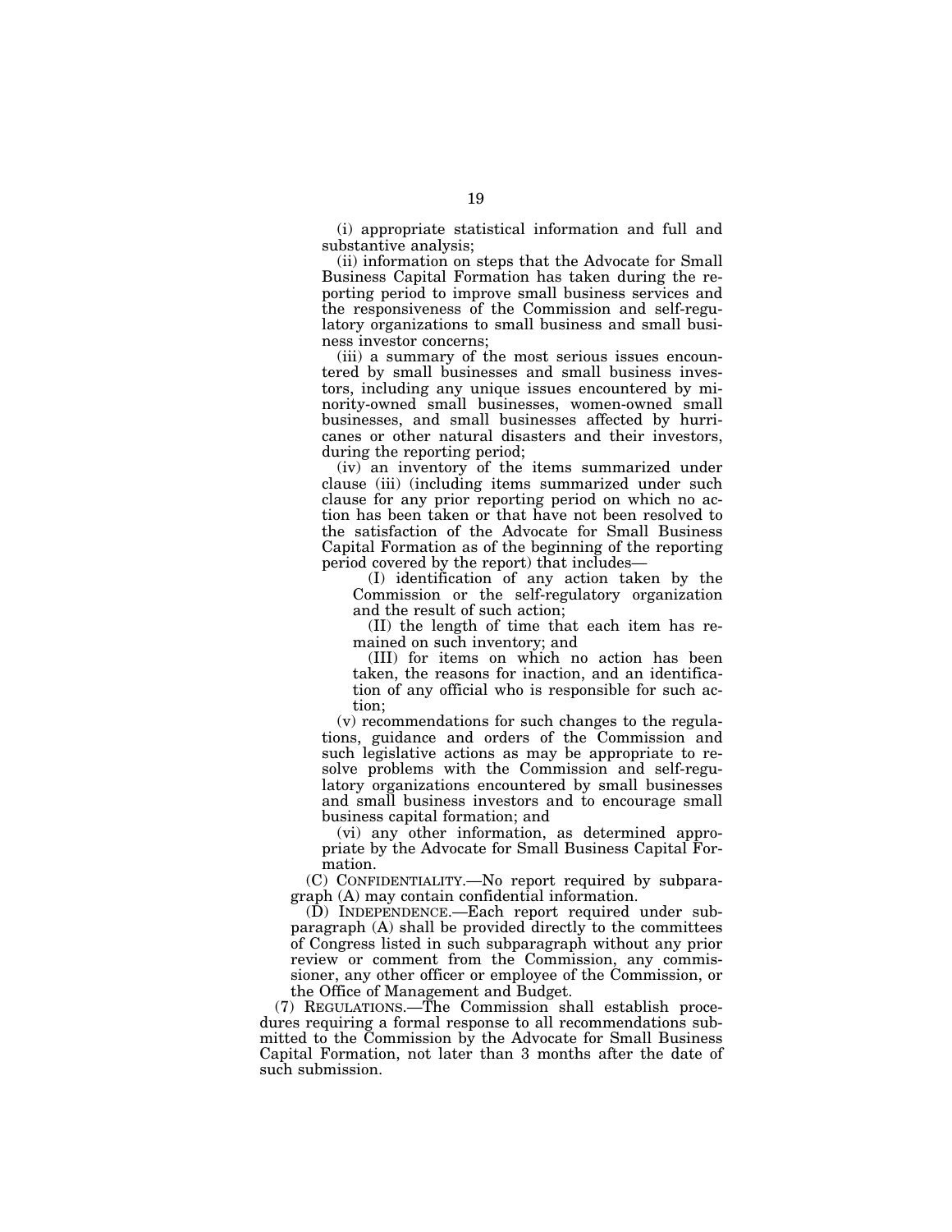(i) appropriate statistical information and full and substantive analysis;

(ii) information on steps that the Advocate for Small Business Capital Formation has taken during the reporting period to improve small business services and the responsiveness of the Commission and self-regulatory organizations to small business and small business investor concerns;

(iii) a summary of the most serious issues encountered by small businesses and small business investors, including any unique issues encountered by minority-owned small businesses, women-owned small businesses, and small businesses affected by hurricanes or other natural disasters and their investors, during the reporting period;

(iv) an inventory of the items summarized under clause (iii) (including items summarized under such clause for any prior reporting period on which no action has been taken or that have not been resolved to the satisfaction of the Advocate for Small Business Capital Formation as of the beginning of the reporting period covered by the report) that includes—

(I) identification of any action taken by the Commission or the self-regulatory organization and the result of such action;

(II) the length of time that each item has remained on such inventory; and

(III) for items on which no action has been taken, the reasons for inaction, and an identification of any official who is responsible for such action;

(v) recommendations for such changes to the regulations, guidance and orders of the Commission and such legislative actions as may be appropriate to resolve problems with the Commission and self-regulatory organizations encountered by small businesses and small business investors and to encourage small business capital formation; and

(vi) any other information, as determined appropriate by the Advocate for Small Business Capital Formation.

(C) CONFIDENTIALITY.—No report required by subparagraph (A) may contain confidential information.

(D) INDEPENDENCE.—Each report required under subparagraph (A) shall be provided directly to the committees of Congress listed in such subparagraph without any prior review or comment from the Commission, any commissioner, any other officer or employee of the Commission, or the Office of Management and Budget.

(7) REGULATIONS.—The Commission shall establish procedures requiring a formal response to all recommendations submitted to the Commission by the Advocate for Small Business Capital Formation, not later than 3 months after the date of such submission.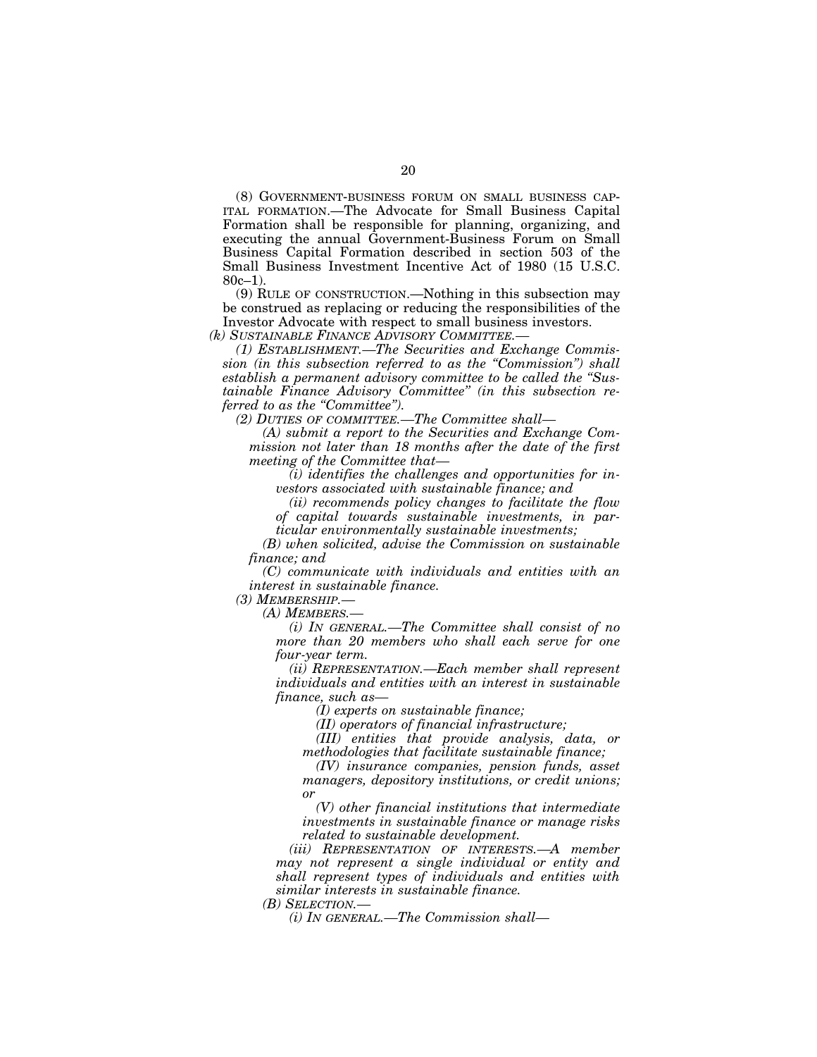(8) GOVERNMENT-BUSINESS FORUM ON SMALL BUSINESS CAPITAL FORMATION.—The Advocate for Small Business Capital Formation shall be responsible for planning, organizing, and executing the annual Government-Business Forum on Small Business Capital Formation described in section 503 of the Small Business Investment Incentive Act of 1980 (15 U.S.C. 80c–1).

(9) RULE OF CONSTRUCTION.—Nothing in this subsection may be construed as replacing or reducing the responsibilities of the Investor Advocate with respect to small business investors.

*(k) SUSTAINABLE FINANCE ADVISORY COMMITTEE.—*

*(1) ESTABLISHMENT.—The Securities and Exchange Commission (in this subsection referred to as the "Commission") shall establish a permanent advisory committee to be called the "Sustainable Finance Advisory Committee" (in this subsection referred to as the "Committee").*

*(2) DUTIES OF COMMITTEE.—The Committee shall—*

*(A) submit a report to the Securities and Exchange Commission not later than 18 months after the date of the first meeting of the Committee that—*

*(i) identifies the challenges and opportunities for investors associated with sustainable finance; and*

*(ii) recommends policy changes to facilitate the flow of capital towards sustainable investments, in particular environmentally sustainable investments;*

*(B) when solicited, advise the Commission on sustainable finance; and*

*(C) communicate with individuals and entities with an interest in sustainable finance.*

*(3) MEMBERSHIP.—*

*(A) MEMBERS.—*

*(i) IN GENERAL.—The Committee shall consist of no more than 20 members who shall each serve for one four-year term.*

*(ii) REPRESENTATION.—Each member shall represent individuals and entities with an interest in sustainable finance, such as—*

*(I) experts on sustainable finance;*

*(II) operators of financial infrastructure;*

*(III) entities that provide analysis, data, or methodologies that facilitate sustainable finance;*

*(IV) insurance companies, pension funds, asset managers, depository institutions, or credit unions; or*

*(V) other financial institutions that intermediate investments in sustainable finance or manage risks related to sustainable development.*

*(iii) REPRESENTATION OF INTERESTS.—A member may not represent a single individual or entity and shall represent types of individuals and entities with similar interests in sustainable finance.*

*(B) SELECTION.—*

*(i) IN GENERAL.—The Commission shall—*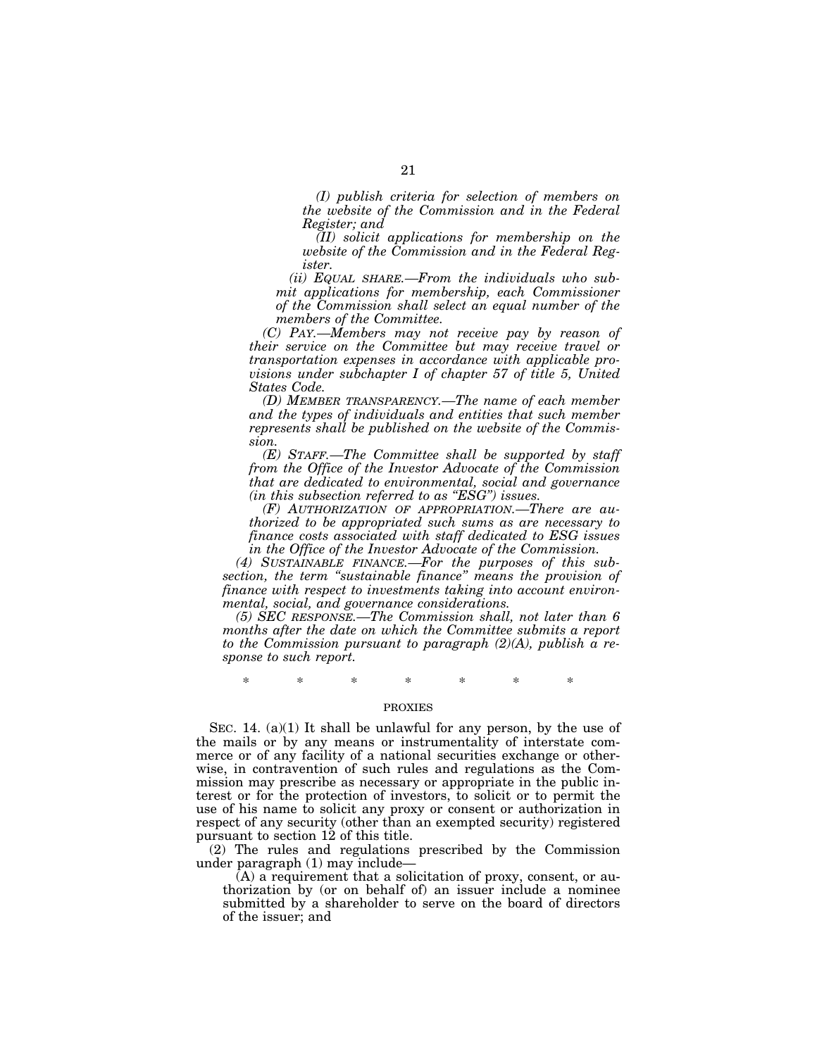*(I) publish criteria for selection of members on the website of the Commission and in the Federal Register; and*

*(II) solicit applications for membership on the website of the Commission and in the Federal Register.*

*(ii) EQUAL SHARE.—From the individuals who submit applications for membership, each Commissioner of the Commission shall select an equal number of the members of the Committee.*

*(C) PAY.—Members may not receive pay by reason of their service on the Committee but may receive travel or transportation expenses in accordance with applicable provisions under subchapter I of chapter 57 of title 5, United States Code.*

*(D) MEMBER TRANSPARENCY.—The name of each member and the types of individuals and entities that such member represents shall be published on the website of the Commission.*

*(E) STAFF.—The Committee shall be supported by staff from the Office of the Investor Advocate of the Commission that are dedicated to environmental, social and governance (in this subsection referred to as "ESG") issues.*

*(F) AUTHORIZATION OF APPROPRIATION.—There are authorized to be appropriated such sums as are necessary to finance costs associated with staff dedicated to ESG issues in the Office of the Investor Advocate of the Commission.*

*(4) SUSTAINABLE FINANCE.—For the purposes of this subsection, the term "sustainable finance" means the provision of finance with respect to investments taking into account environmental, social, and governance considerations.*

*(5) SEC RESPONSE.—The Commission shall, not later than 6 months after the date on which the Committee submits a report to the Commission pursuant to paragraph (2)(A), publish a response to such report.*

\* \* \* \* \* \* \*

PROXIES

SEC. 14. (a)(1) It shall be unlawful for any person, by the use of the mails or by any means or instrumentality of interstate commerce or of any facility of a national securities exchange or otherwise, in contravention of such rules and regulations as the Commission may prescribe as necessary or appropriate in the public interest or for the protection of investors, to solicit or to permit the use of his name to solicit any proxy or consent or authorization in respect of any security (other than an exempted security) registered pursuant to section 12 of this title.

(2) The rules and regulations prescribed by the Commission under paragraph (1) may include—

(A) a requirement that a solicitation of proxy, consent, or authorization by (or on behalf of) an issuer include a nominee submitted by a shareholder to serve on the board of directors of the issuer; and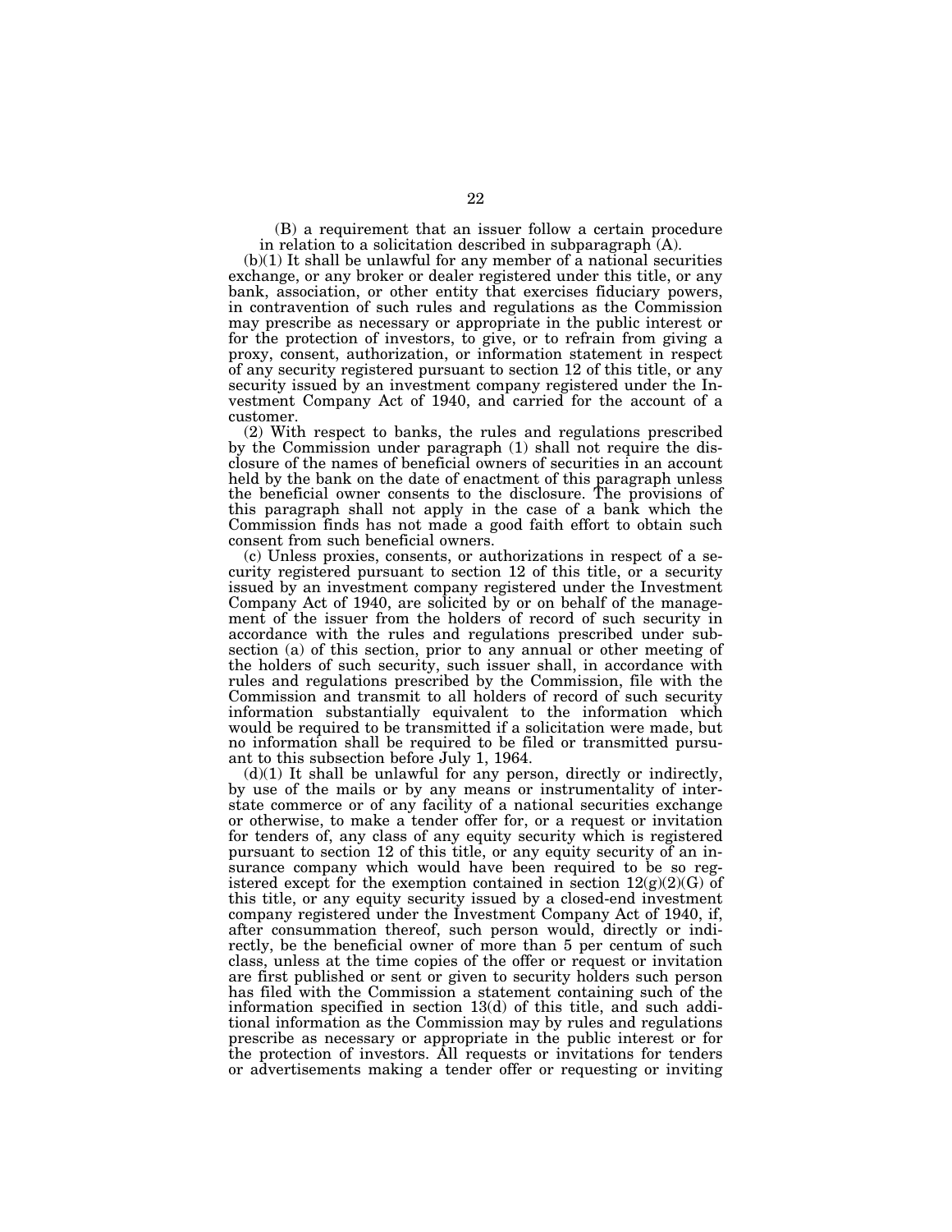(B) a requirement that an issuer follow a certain procedure in relation to a solicitation described in subparagraph (A).

(b)(1) It shall be unlawful for any member of a national securities exchange, or any broker or dealer registered under this title, or any bank, association, or other entity that exercises fiduciary powers, in contravention of such rules and regulations as the Commission may prescribe as necessary or appropriate in the public interest or for the protection of investors, to give, or to refrain from giving a proxy, consent, authorization, or information statement in respect of any security registered pursuant to section 12 of this title, or any security issued by an investment company registered under the Investment Company Act of 1940, and carried for the account of a customer.

(2) With respect to banks, the rules and regulations prescribed by the Commission under paragraph (1) shall not require the disclosure of the names of beneficial owners of securities in an account held by the bank on the date of enactment of this paragraph unless the beneficial owner consents to the disclosure. The provisions of this paragraph shall not apply in the case of a bank which the Commission finds has not made a good faith effort to obtain such consent from such beneficial owners.

(c) Unless proxies, consents, or authorizations in respect of a security registered pursuant to section 12 of this title, or a security issued by an investment company registered under the Investment Company Act of 1940, are solicited by or on behalf of the management of the issuer from the holders of record of such security in accordance with the rules and regulations prescribed under subsection (a) of this section, prior to any annual or other meeting of the holders of such security, such issuer shall, in accordance with rules and regulations prescribed by the Commission, file with the Commission and transmit to all holders of record of such security information substantially equivalent to the information which would be required to be transmitted if a solicitation were made, but no information shall be required to be filed or transmitted pursuant to this subsection before July 1, 1964.

(d)(1) It shall be unlawful for any person, directly or indirectly, by use of the mails or by any means or instrumentality of interstate commerce or of any facility of a national securities exchange or otherwise, to make a tender offer for, or a request or invitation for tenders of, any class of any equity security which is registered pursuant to section 12 of this title, or any equity security of an insurance company which would have been required to be so registered except for the exemption contained in section 12(g)(2)(G) of this title, or any equity security issued by a closed-end investment company registered under the Investment Company Act of 1940, if, after consummation thereof, such person would, directly or indirectly, be the beneficial owner of more than 5 per centum of such class, unless at the time copies of the offer or request or invitation are first published or sent or given to security holders such person has filed with the Commission a statement containing such of the information specified in section 13(d) of this title, and such additional information as the Commission may by rules and regulations prescribe as necessary or appropriate in the public interest or for the protection of investors. All requests or invitations for tenders or advertisements making a tender offer or requesting or inviting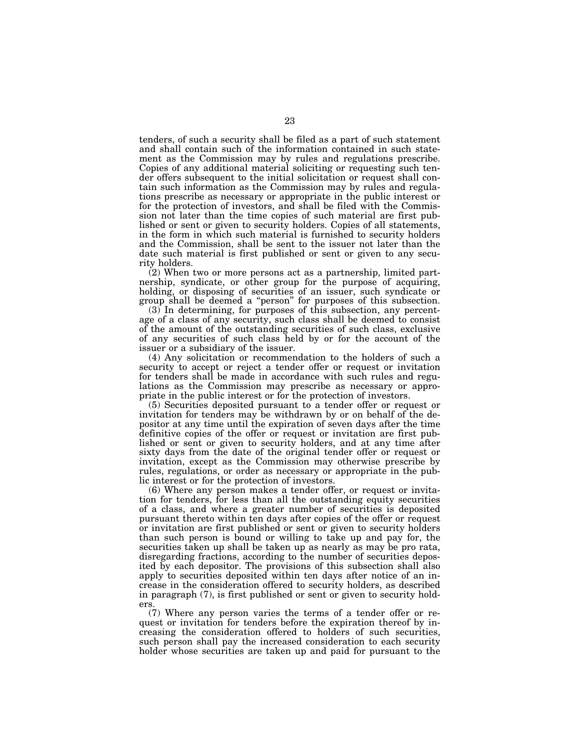tenders, of such a security shall be filed as a part of such statement and shall contain such of the information contained in such statement as the Commission may by rules and regulations prescribe. Copies of any additional material soliciting or requesting such tender offers subsequent to the initial solicitation or request shall contain such information as the Commission may by rules and regulations prescribe as necessary or appropriate in the public interest or for the protection of investors, and shall be filed with the Commission not later than the time copies of such material are first published or sent or given to security holders. Copies of all statements, in the form in which such material is furnished to security holders and the Commission, shall be sent to the issuer not later than the date such material is first published or sent or given to any security holders.

(2) When two or more persons act as a partnership, limited partnership, syndicate, or other group for the purpose of acquiring, holding, or disposing of securities of an issuer, such syndicate or group shall be deemed a "person" for purposes of this subsection.

(3) In determining, for purposes of this subsection, any percentage of a class of any security, such class shall be deemed to consist of the amount of the outstanding securities of such class, exclusive of any securities of such class held by or for the account of the issuer or a subsidiary of the issuer.

(4) Any solicitation or recommendation to the holders of such a security to accept or reject a tender offer or request or invitation for tenders shall be made in accordance with such rules and regulations as the Commission may prescribe as necessary or appropriate in the public interest or for the protection of investors.

(5) Securities deposited pursuant to a tender offer or request or invitation for tenders may be withdrawn by or on behalf of the depositor at any time until the expiration of seven days after the time definitive copies of the offer or request or invitation are first published or sent or given to security holders, and at any time after sixty days from the date of the original tender offer or request or invitation, except as the Commission may otherwise prescribe by rules, regulations, or order as necessary or appropriate in the public interest or for the protection of investors.

(6) Where any person makes a tender offer, or request or invitation for tenders, for less than all the outstanding equity securities of a class, and where a greater number of securities is deposited pursuant thereto within ten days after copies of the offer or request or invitation are first published or sent or given to security holders than such person is bound or willing to take up and pay for, the securities taken up shall be taken up as nearly as may be pro rata, disregarding fractions, according to the number of securities deposited by each depositor. The provisions of this subsection shall also apply to securities deposited within ten days after notice of an increase in the consideration offered to security holders, as described in paragraph (7), is first published or sent or given to security holders.

(7) Where any person varies the terms of a tender offer or request or invitation for tenders before the expiration thereof by increasing the consideration offered to holders of such securities, such person shall pay the increased consideration to each security holder whose securities are taken up and paid for pursuant to the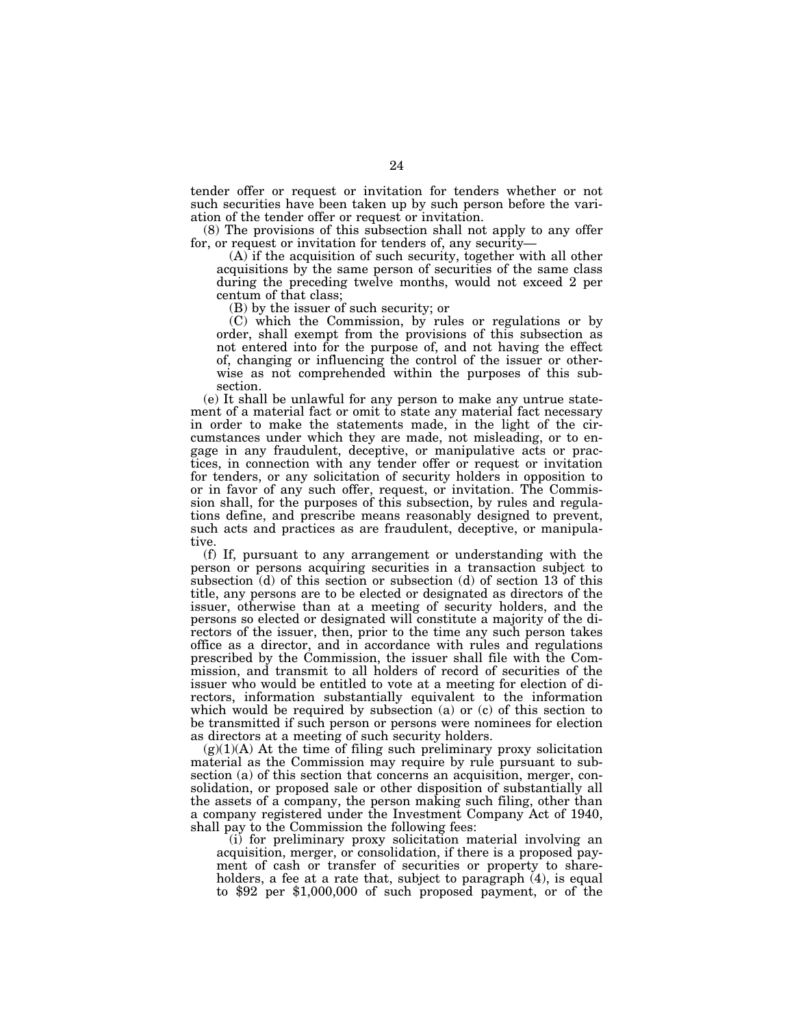tender offer or request or invitation for tenders whether or not such securities have been taken up by such person before the variation of the tender offer or request or invitation.

(8) The provisions of this subsection shall not apply to any offer for, or request or invitation for tenders of, any security—

(A) if the acquisition of such security, together with all other acquisitions by the same person of securities of the same class during the preceding twelve months, would not exceed 2 per centum of that class;

(B) by the issuer of such security; or

(C) which the Commission, by rules or regulations or by order, shall exempt from the provisions of this subsection as not entered into for the purpose of, and not having the effect of, changing or influencing the control of the issuer or otherwise as not comprehended within the purposes of this subsection.

(e) It shall be unlawful for any person to make any untrue statement of a material fact or omit to state any material fact necessary in order to make the statements made, in the light of the circumstances under which they are made, not misleading, or to engage in any fraudulent, deceptive, or manipulative acts or practices, in connection with any tender offer or request or invitation for tenders, or any solicitation of security holders in opposition to or in favor of any such offer, request, or invitation. The Commission shall, for the purposes of this subsection, by rules and regulations define, and prescribe means reasonably designed to prevent, such acts and practices as are fraudulent, deceptive, or manipulative.

(f) If, pursuant to any arrangement or understanding with the person or persons acquiring securities in a transaction subject to subsection (d) of this section or subsection (d) of section 13 of this title, any persons are to be elected or designated as directors of the issuer, otherwise than at a meeting of security holders, and the persons so elected or designated will constitute a majority of the directors of the issuer, then, prior to the time any such person takes office as a director, and in accordance with rules and regulations prescribed by the Commission, the issuer shall file with the Commission, and transmit to all holders of record of securities of the issuer who would be entitled to vote at a meeting for election of directors, information substantially equivalent to the information which would be required by subsection (a) or (c) of this section to be transmitted if such person or persons were nominees for election as directors at a meeting of such security holders.

(g)(1)(A) At the time of filing such preliminary proxy solicitation material as the Commission may require by rule pursuant to subsection (a) of this section that concerns an acquisition, merger, consolidation, or proposed sale or other disposition of substantially all the assets of a company, the person making such filing, other than a company registered under the Investment Company Act of 1940, shall pay to the Commission the following fees:

(i) for preliminary proxy solicitation material involving an acquisition, merger, or consolidation, if there is a proposed payment of cash or transfer of securities or property to shareholders, a fee at a rate that, subject to paragraph (4), is equal to \$92 per \$1,000,000 of such proposed payment, or of the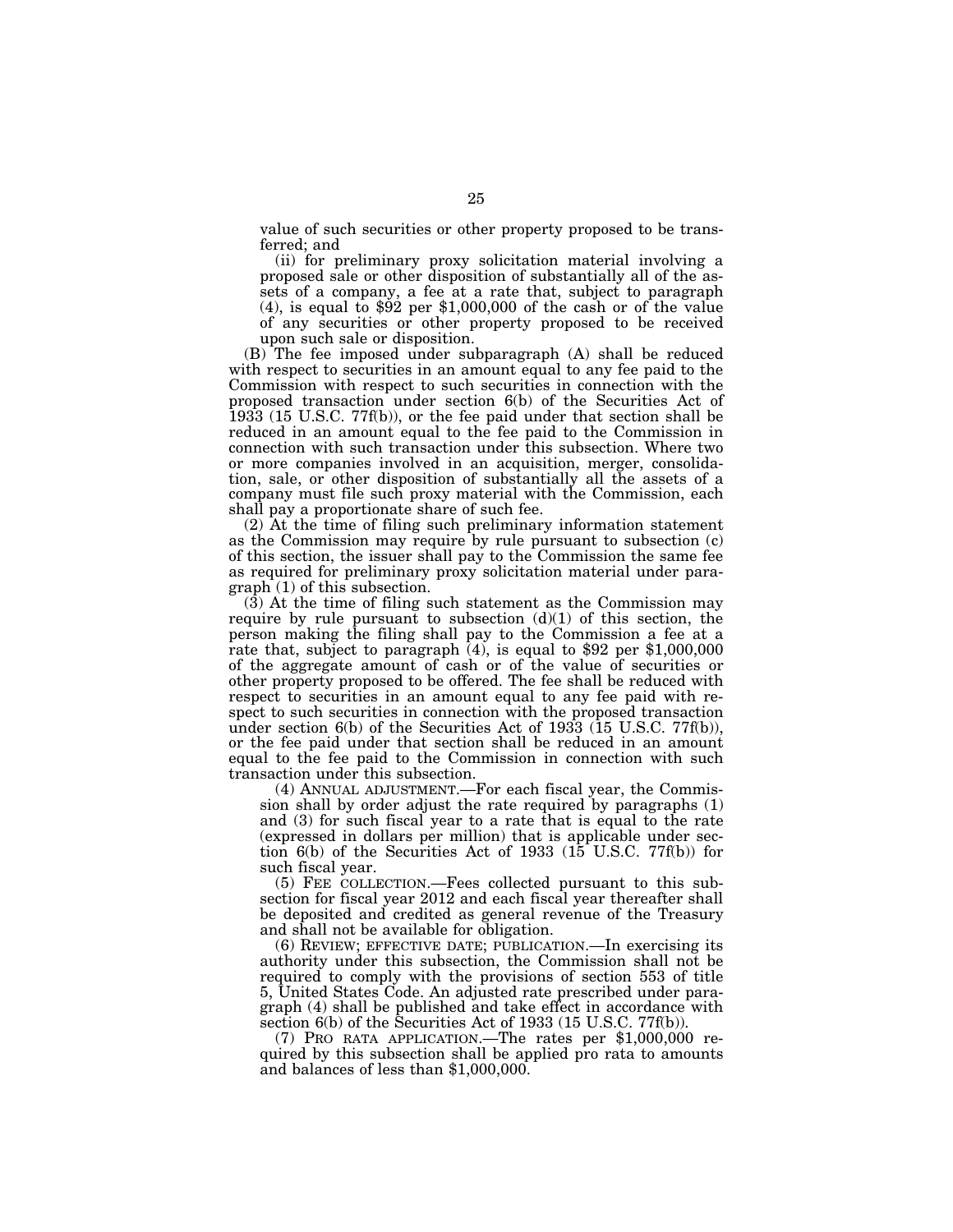value of such securities or other property proposed to be transferred; and

(ii) for preliminary proxy solicitation material involving a proposed sale or other disposition of substantially all of the assets of a company, a fee at a rate that, subject to paragraph (4), is equal to $92 per $1,000,000 of the cash or of the value of any securities or other property proposed to be received upon such sale or disposition.

(B) The fee imposed under subparagraph (A) shall be reduced with respect to securities in an amount equal to any fee paid to the Commission with respect to such securities in connection with the proposed transaction under section 6(b) of the Securities Act of 1933 (15 U.S.C. 77f(b)), or the fee paid under that section shall be reduced in an amount equal to the fee paid to the Commission in connection with such transaction under this subsection. Where two or more companies involved in an acquisition, merger, consolidation, sale, or other disposition of substantially all the assets of a company must file such proxy material with the Commission, each shall pay a proportionate share of such fee.

(2) At the time of filing such preliminary information statement as the Commission may require by rule pursuant to subsection (c) of this section, the issuer shall pay to the Commission the same fee as required for preliminary proxy solicitation material under paragraph (1) of this subsection.

(3) At the time of filing such statement as the Commission may require by rule pursuant to subsection (d)(1) of this section, the person making the filing shall pay to the Commission a fee at a rate that, subject to paragraph (4), is equal to $92 per $1,000,000 of the aggregate amount of cash or of the value of securities or other property proposed to be offered. The fee shall be reduced with respect to securities in an amount equal to any fee paid with respect to such securities in connection with the proposed transaction under section 6(b) of the Securities Act of 1933 (15 U.S.C. 77f(b)), or the fee paid under that section shall be reduced in an amount equal to the fee paid to the Commission in connection with such transaction under this subsection.

(4) ANNUAL ADJUSTMENT.—For each fiscal year, the Commission shall by order adjust the rate required by paragraphs (1) and (3) for such fiscal year to a rate that is equal to the rate (expressed in dollars per million) that is applicable under section 6(b) of the Securities Act of 1933 (15 U.S.C. 77f(b)) for such fiscal year.

(5) FEE COLLECTION.—Fees collected pursuant to this subsection for fiscal year 2012 and each fiscal year thereafter shall be deposited and credited as general revenue of the Treasury and shall not be available for obligation.

(6) REVIEW; EFFECTIVE DATE; PUBLICATION.—In exercising its authority under this subsection, the Commission shall not be required to comply with the provisions of section 553 of title 5, United States Code. An adjusted rate prescribed under paragraph (4) shall be published and take effect in accordance with section 6(b) of the Securities Act of 1933 (15 U.S.C. 77f(b)).

(7) PRO RATA APPLICATION.—The rates per $1,000,000 required by this subsection shall be applied pro rata to amounts and balances of less than $1,000,000.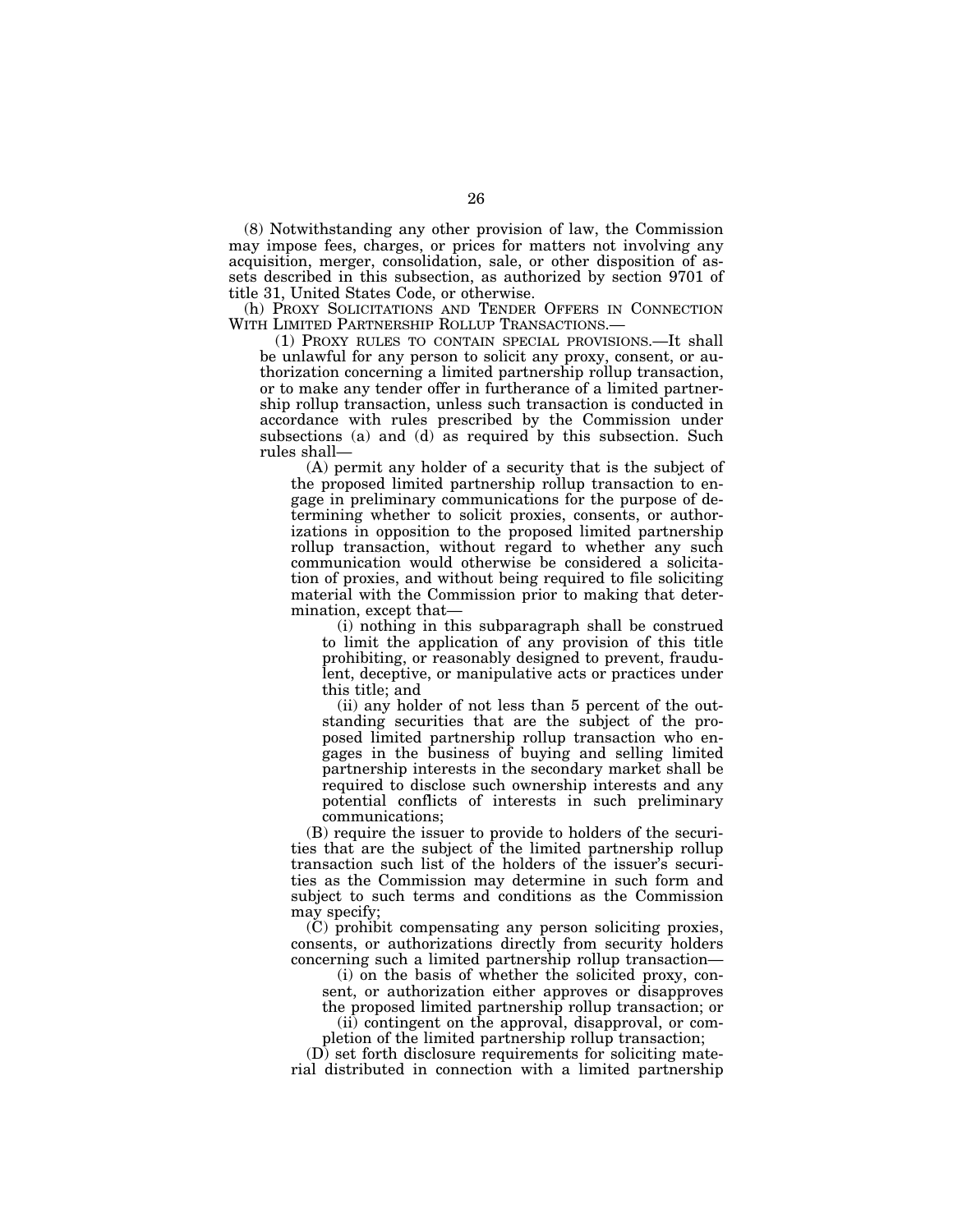(8) Notwithstanding any other provision of law, the Commission may impose fees, charges, or prices for matters not involving any acquisition, merger, consolidation, sale, or other disposition of assets described in this subsection, as authorized by section 9701 of title 31, United States Code, or otherwise.

(h) PROXY SOLICITATIONS AND TENDER OFFERS IN CONNECTION WITH LIMITED PARTNERSHIP ROLLUP TRANSACTIONS.—

(1) PROXY RULES TO CONTAIN SPECIAL PROVISIONS.—It shall be unlawful for any person to solicit any proxy, consent, or authorization concerning a limited partnership rollup transaction, or to make any tender offer in furtherance of a limited partnership rollup transaction, unless such transaction is conducted in accordance with rules prescribed by the Commission under subsections (a) and (d) as required by this subsection. Such rules shall—

(A) permit any holder of a security that is the subject of the proposed limited partnership rollup transaction to engage in preliminary communications for the purpose of determining whether to solicit proxies, consents, or authorizations in opposition to the proposed limited partnership rollup transaction, without regard to whether any such communication would otherwise be considered a solicitation of proxies, and without being required to file soliciting material with the Commission prior to making that determination, except that—

(i) nothing in this subparagraph shall be construed to limit the application of any provision of this title prohibiting, or reasonably designed to prevent, fraudulent, deceptive, or manipulative acts or practices under this title; and

(ii) any holder of not less than 5 percent of the outstanding securities that are the subject of the proposed limited partnership rollup transaction who engages in the business of buying and selling limited partnership interests in the secondary market shall be required to disclose such ownership interests and any potential conflicts of interests in such preliminary communications;

(B) require the issuer to provide to holders of the securities that are the subject of the limited partnership rollup transaction such list of the holders of the issuer's securities as the Commission may determine in such form and subject to such terms and conditions as the Commission may specify;

(C) prohibit compensating any person soliciting proxies, consents, or authorizations directly from security holders concerning such a limited partnership rollup transaction—

(i) on the basis of whether the solicited proxy, consent, or authorization either approves or disapproves the proposed limited partnership rollup transaction; or

(ii) contingent on the approval, disapproval, or completion of the limited partnership rollup transaction;

(D) set forth disclosure requirements for soliciting material distributed in connection with a limited partnership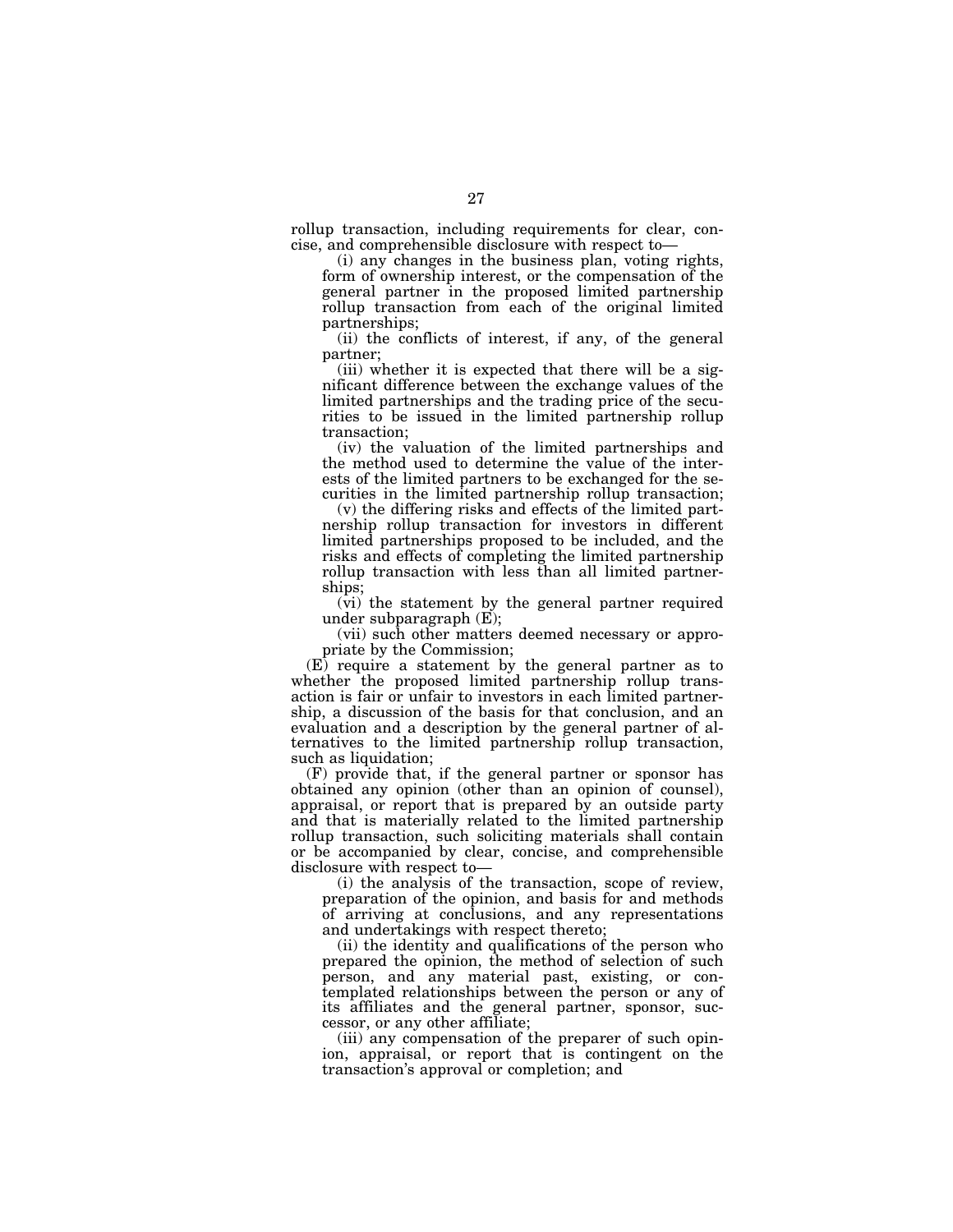rollup transaction, including requirements for clear, concise, and comprehensible disclosure with respect to—

(i) any changes in the business plan, voting rights, form of ownership interest, or the compensation of the general partner in the proposed limited partnership rollup transaction from each of the original limited partnerships;

(ii) the conflicts of interest, if any, of the general partner;

(iii) whether it is expected that there will be a significant difference between the exchange values of the limited partnerships and the trading price of the securities to be issued in the limited partnership rollup transaction;

(iv) the valuation of the limited partnerships and the method used to determine the value of the interests of the limited partners to be exchanged for the securities in the limited partnership rollup transaction;

(v) the differing risks and effects of the limited partnership rollup transaction for investors in different limited partnerships proposed to be included, and the risks and effects of completing the limited partnership rollup transaction with less than all limited partnerships;

(vi) the statement by the general partner required under subparagraph (E);

(vii) such other matters deemed necessary or appropriate by the Commission;

(E) require a statement by the general partner as to whether the proposed limited partnership rollup transaction is fair or unfair to investors in each limited partnership, a discussion of the basis for that conclusion, and an evaluation and a description by the general partner of alternatives to the limited partnership rollup transaction, such as liquidation;

(F) provide that, if the general partner or sponsor has obtained any opinion (other than an opinion of counsel), appraisal, or report that is prepared by an outside party and that is materially related to the limited partnership rollup transaction, such soliciting materials shall contain or be accompanied by clear, concise, and comprehensible disclosure with respect to—

(i) the analysis of the transaction, scope of review, preparation of the opinion, and basis for and methods of arriving at conclusions, and any representations and undertakings with respect thereto;

(ii) the identity and qualifications of the person who prepared the opinion, the method of selection of such person, and any material past, existing, or contemplated relationships between the person or any of its affiliates and the general partner, sponsor, successor, or any other affiliate;

(iii) any compensation of the preparer of such opinion, appraisal, or report that is contingent on the transaction's approval or completion; and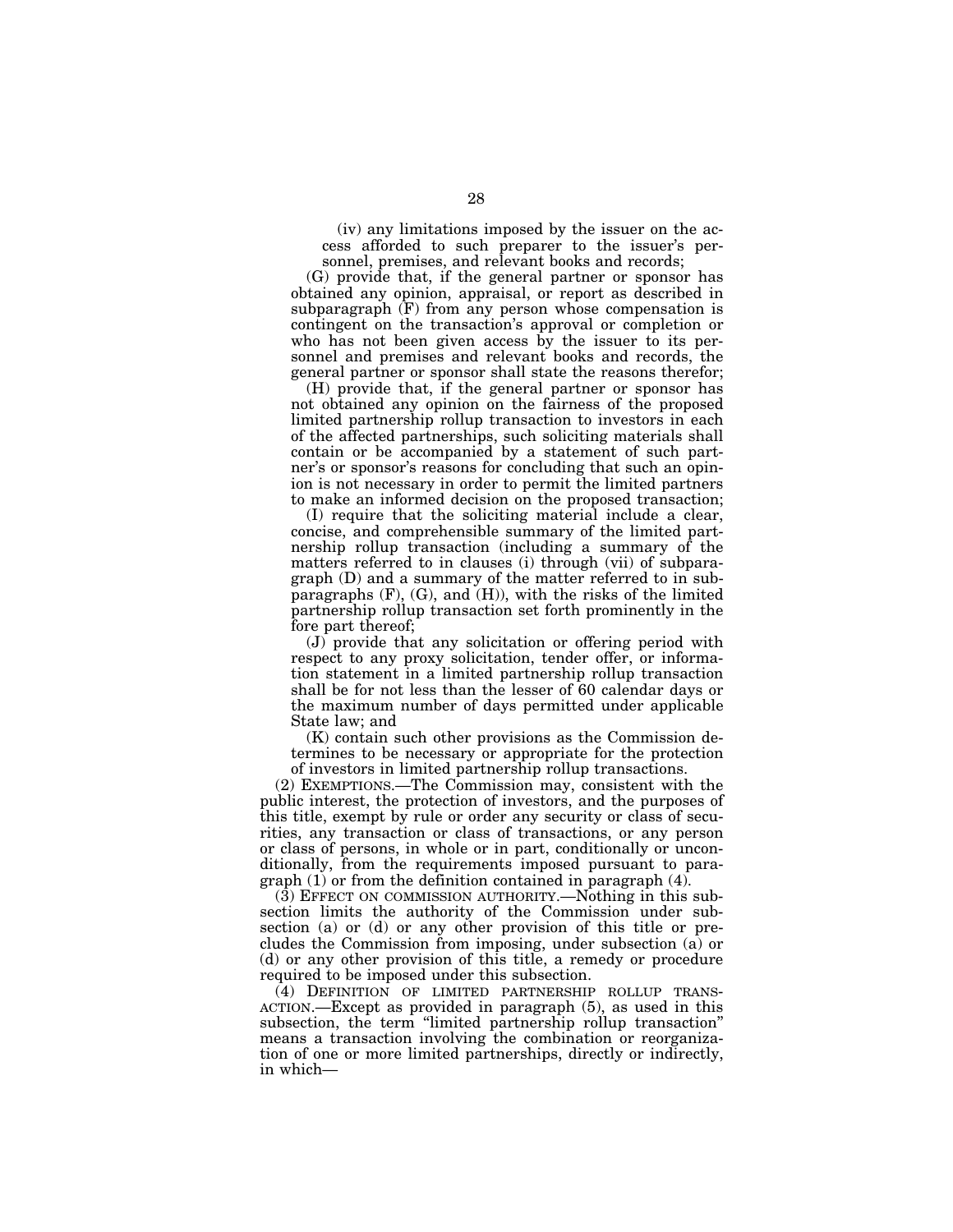(iv) any limitations imposed by the issuer on the access afforded to such preparer to the issuer's personnel, premises, and relevant books and records;

(G) provide that, if the general partner or sponsor has obtained any opinion, appraisal, or report as described in subparagraph (F) from any person whose compensation is contingent on the transaction's approval or completion or who has not been given access by the issuer to its personnel and premises and relevant books and records, the general partner or sponsor shall state the reasons therefor;

(H) provide that, if the general partner or sponsor has not obtained any opinion on the fairness of the proposed limited partnership rollup transaction to investors in each of the affected partnerships, such soliciting materials shall contain or be accompanied by a statement of such partner's or sponsor's reasons for concluding that such an opinion is not necessary in order to permit the limited partners to make an informed decision on the proposed transaction;

(I) require that the soliciting material include a clear, concise, and comprehensible summary of the limited partnership rollup transaction (including a summary of the matters referred to in clauses (i) through (vii) of subparagraph (D) and a summary of the matter referred to in subparagraphs (F), (G), and (H)), with the risks of the limited partnership rollup transaction set forth prominently in the fore part thereof;

(J) provide that any solicitation or offering period with respect to any proxy solicitation, tender offer, or information statement in a limited partnership rollup transaction shall be for not less than the lesser of 60 calendar days or the maximum number of days permitted under applicable State law; and

(K) contain such other provisions as the Commission determines to be necessary or appropriate for the protection of investors in limited partnership rollup transactions.

(2) EXEMPTIONS.—The Commission may, consistent with the public interest, the protection of investors, and the purposes of this title, exempt by rule or order any security or class of securities, any transaction or class of transactions, or any person or class of persons, in whole or in part, conditionally or unconditionally, from the requirements imposed pursuant to paragraph (1) or from the definition contained in paragraph (4).

(3) EFFECT ON COMMISSION AUTHORITY.—Nothing in this subsection limits the authority of the Commission under subsection (a) or (d) or any other provision of this title or precludes the Commission from imposing, under subsection (a) or (d) or any other provision of this title, a remedy or procedure required to be imposed under this subsection.

(4) DEFINITION OF LIMITED PARTNERSHIP ROLLUP TRANSACTION.—Except as provided in paragraph (5), as used in this subsection, the term "limited partnership rollup transaction" means a transaction involving the combination or reorganization of one or more limited partnerships, directly or indirectly, in which—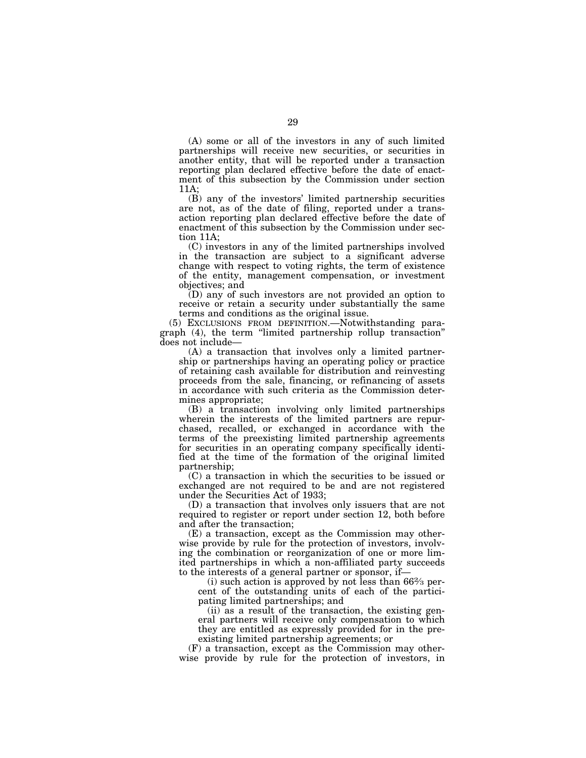(A) some or all of the investors in any of such limited partnerships will receive new securities, or securities in another entity, that will be reported under a transaction reporting plan declared effective before the date of enactment of this subsection by the Commission under section 11A;

(B) any of the investors' limited partnership securities are not, as of the date of filing, reported under a transaction reporting plan declared effective before the date of enactment of this subsection by the Commission under section 11A;

(C) investors in any of the limited partnerships involved in the transaction are subject to a significant adverse change with respect to voting rights, the term of existence of the entity, management compensation, or investment objectives; and

(D) any of such investors are not provided an option to receive or retain a security under substantially the same terms and conditions as the original issue.

(5) EXCLUSIONS FROM DEFINITION.—Notwithstanding paragraph (4), the term "limited partnership rollup transaction" does not include—

(A) a transaction that involves only a limited partnership or partnerships having an operating policy or practice of retaining cash available for distribution and reinvesting proceeds from the sale, financing, or refinancing of assets in accordance with such criteria as the Commission determines appropriate;

(B) a transaction involving only limited partnerships wherein the interests of the limited partners are repurchased, recalled, or exchanged in accordance with the terms of the preexisting limited partnership agreements for securities in an operating company specifically identified at the time of the formation of the original limited partnership;

(C) a transaction in which the securities to be issued or exchanged are not required to be and are not registered under the Securities Act of 1933;

(D) a transaction that involves only issuers that are not required to register or report under section 12, both before and after the transaction;

(E) a transaction, except as the Commission may otherwise provide by rule for the protection of investors, involving the combination or reorganization of one or more limited partnerships in which a non-affiliated party succeeds to the interests of a general partner or sponsor, if—

(i) such action is approved by not less than 66⅔ percent of the outstanding units of each of the participating limited partnerships; and

(ii) as a result of the transaction, the existing general partners will receive only compensation to which they are entitled as expressly provided for in the preexisting limited partnership agreements; or

(F) a transaction, except as the Commission may otherwise provide by rule for the protection of investors, in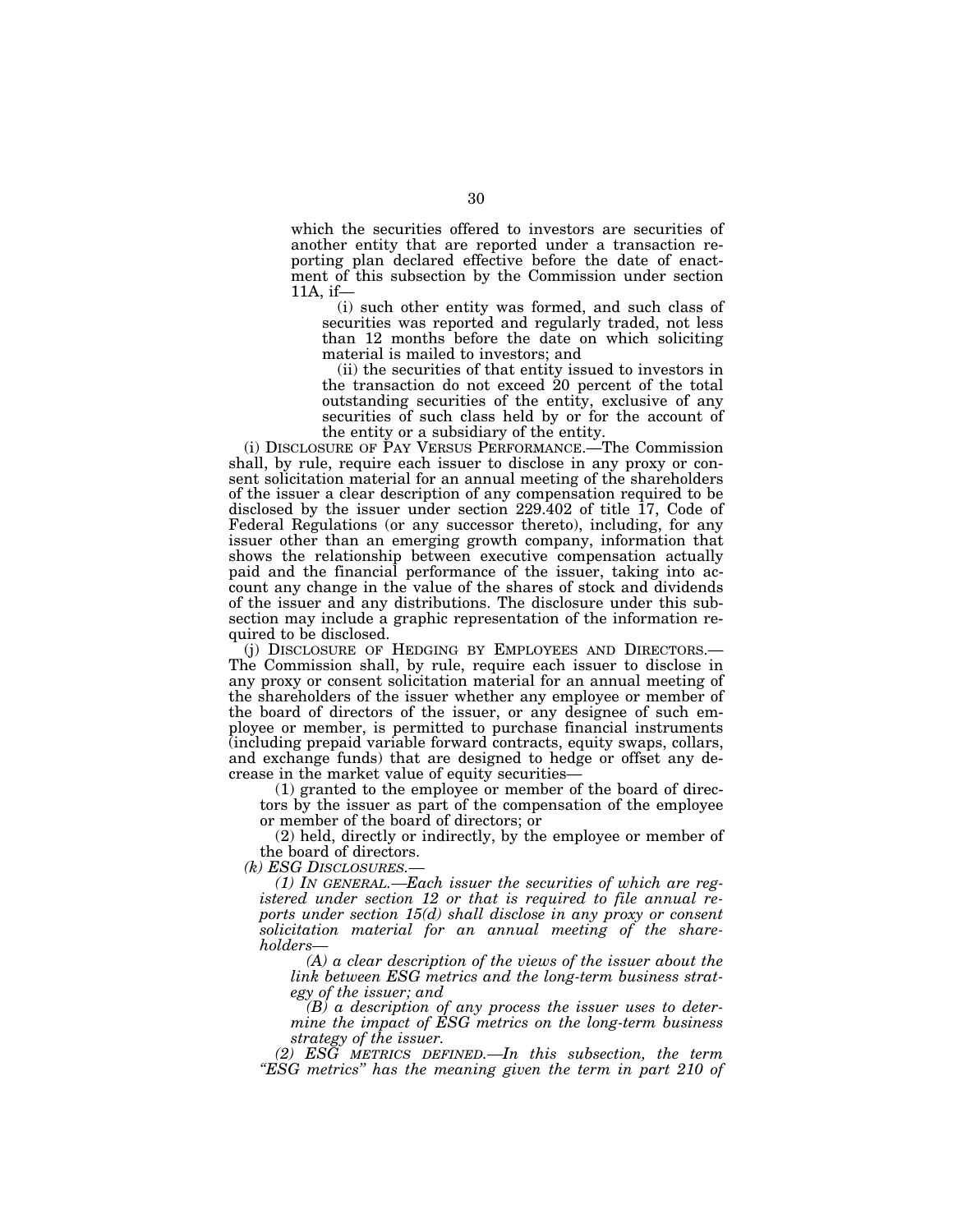which the securities offered to investors are securities of another entity that are reported under a transaction reporting plan declared effective before the date of enactment of this subsection by the Commission under section 11A, if—

(i) such other entity was formed, and such class of securities was reported and regularly traded, not less than 12 months before the date on which soliciting material is mailed to investors; and

(ii) the securities of that entity issued to investors in the transaction do not exceed 20 percent of the total outstanding securities of the entity, exclusive of any securities of such class held by or for the account of the entity or a subsidiary of the entity.

(i) DISCLOSURE OF PAY VERSUS PERFORMANCE.—The Commission shall, by rule, require each issuer to disclose in any proxy or consent solicitation material for an annual meeting of the shareholders of the issuer a clear description of any compensation required to be disclosed by the issuer under section 229.402 of title 17, Code of Federal Regulations (or any successor thereto), including, for any issuer other than an emerging growth company, information that shows the relationship between executive compensation actually paid and the financial performance of the issuer, taking into account any change in the value of the shares of stock and dividends of the issuer and any distributions. The disclosure under this subsection may include a graphic representation of the information required to be disclosed.

(j) DISCLOSURE OF HEDGING BY EMPLOYEES AND DIRECTORS.—The Commission shall, by rule, require each issuer to disclose in any proxy or consent solicitation material for an annual meeting of the shareholders of the issuer whether any employee or member of the board of directors of the issuer, or any designee of such employee or member, is permitted to purchase financial instruments (including prepaid variable forward contracts, equity swaps, collars, and exchange funds) that are designed to hedge or offset any decrease in the market value of equity securities—

(1) granted to the employee or member of the board of directors by the issuer as part of the compensation of the employee or member of the board of directors; or

(2) held, directly or indirectly, by the employee or member of the board of directors.

*(k) ESG DISCLOSURES.—*

*(1) IN GENERAL.—Each issuer the securities of which are registered under section 12 or that is required to file annual reports under section 15(d) shall disclose in any proxy or consent solicitation material for an annual meeting of the shareholders—*

*(A) a clear description of the views of the issuer about the link between ESG metrics and the long-term business strategy of the issuer; and*

*(B) a description of any process the issuer uses to determine the impact of ESG metrics on the long-term business strategy of the issuer.*

*(2) ESG METRICS DEFINED.—In this subsection, the term "ESG metrics" has the meaning given the term in part 210 of*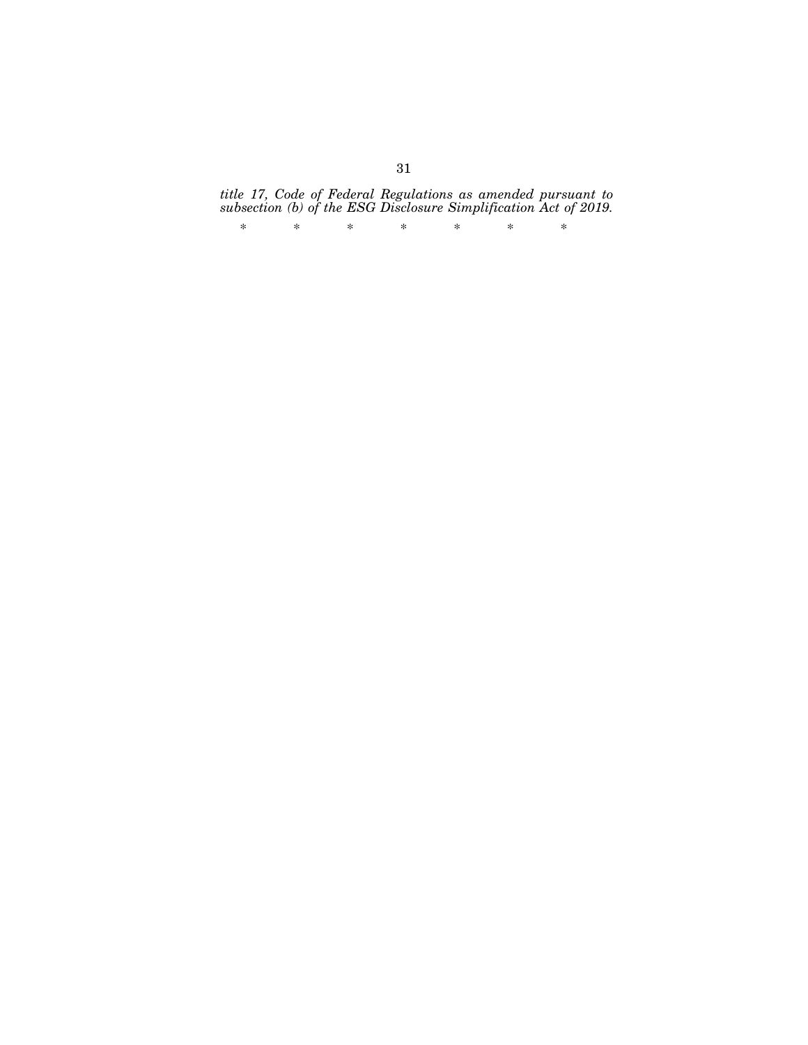*title 17, Code of Federal Regulations as amended pursuant to subsection (b) of the ESG Disclosure Simplification Act of 2019.*

\* \* \* \* \* \* \*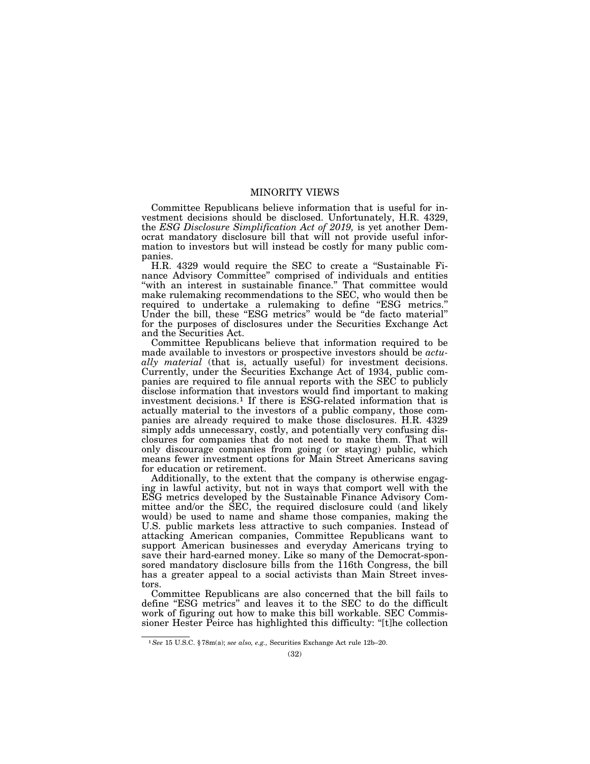## MINORITY VIEWS

Committee Republicans believe information that is useful for investment decisions should be disclosed. Unfortunately, H.R. 4329, the *ESG Disclosure Simplification Act of 2019,* is yet another Democrat mandatory disclosure bill that will not provide useful information to investors but will instead be costly for many public companies.

H.R. 4329 would require the SEC to create a "Sustainable Finance Advisory Committee" comprised of individuals and entities "with an interest in sustainable finance." That committee would make rulemaking recommendations to the SEC, who would then be required to undertake a rulemaking to define "ESG metrics." Under the bill, these "ESG metrics" would be "de facto material" for the purposes of disclosures under the Securities Exchange Act and the Securities Act.

Committee Republicans believe that information required to be made available to investors or prospective investors should be *actually material* (that is, actually useful) for investment decisions. Currently, under the Securities Exchange Act of 1934, public companies are required to file annual reports with the SEC to publicly disclose information that investors would find important to making investment decisions.[1] If there is ESG-related information that is actually material to the investors of a public company, those companies are already required to make those disclosures. H.R. 4329 simply adds unnecessary, costly, and potentially very confusing disclosures for companies that do not need to make them. That will only discourage companies from going (or staying) public, which means fewer investment options for Main Street Americans saving for education or retirement.

Additionally, to the extent that the company is otherwise engaging in lawful activity, but not in ways that comport well with the ESG metrics developed by the Sustainable Finance Advisory Committee and/or the SEC, the required disclosure could (and likely would) be used to name and shame those companies, making the U.S. public markets less attractive to such companies. Instead of attacking American companies, Committee Republicans want to support American businesses and everyday Americans trying to save their hard-earned money. Like so many of the Democrat-sponsored mandatory disclosure bills from the 116th Congress, the bill has a greater appeal to a social activists than Main Street investors.

Committee Republicans are also concerned that the bill fails to define "ESG metrics" and leaves it to the SEC to do the difficult work of figuring out how to make this bill workable. SEC Commissioner Hester Peirce has highlighted this difficulty: "[t]he collection

[1] *See* 15 U.S.C. §78m(a); *see also, e.g.,* Securities Exchange Act rule 12b–20.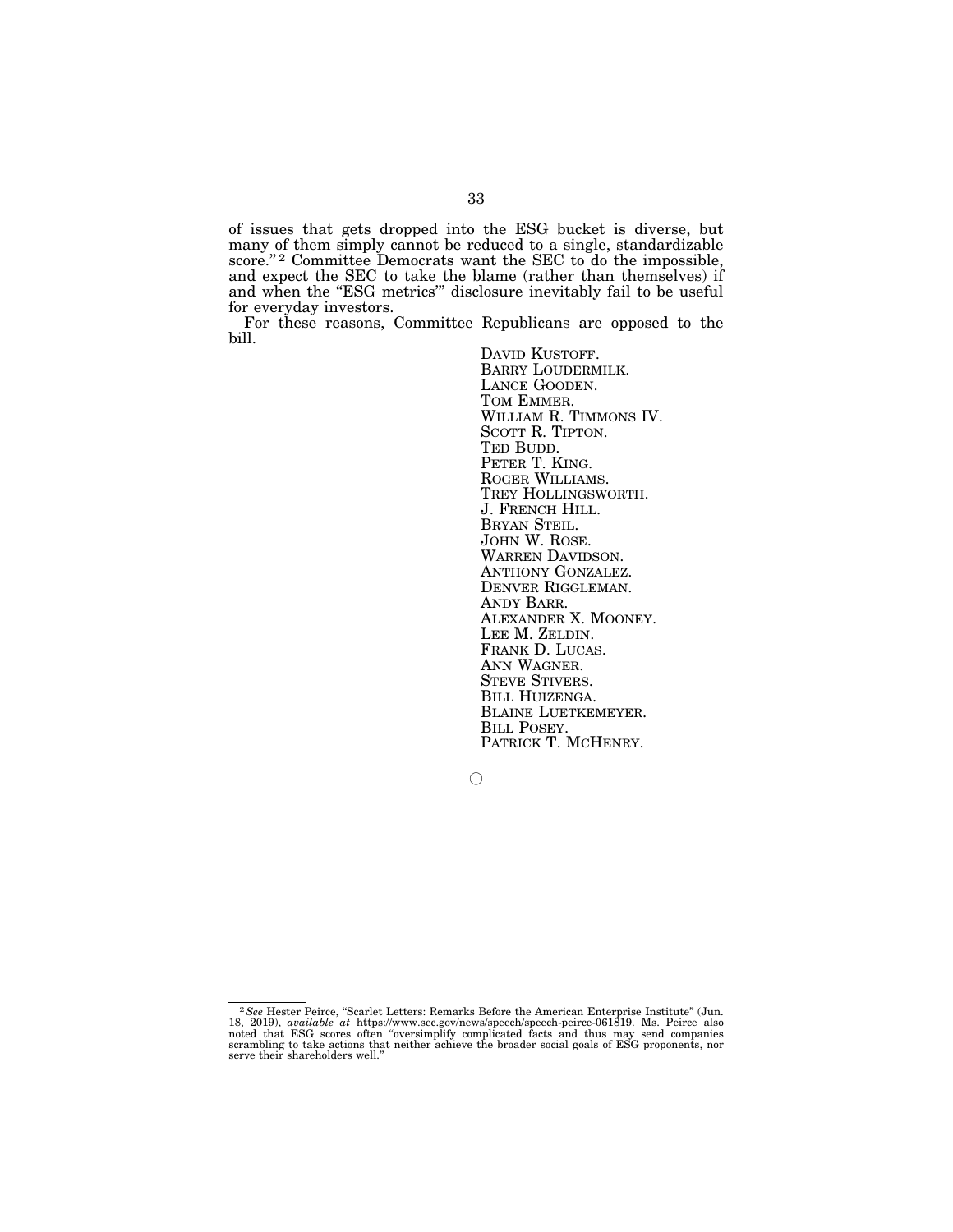of issues that gets dropped into the ESG bucket is diverse, but many of them simply cannot be reduced to a single, standardizable score."[2] Committee Democrats want the SEC to do the impossible, and expect the SEC to take the blame (rather than themselves) if and when the "ESG metrics'" disclosure inevitably fail to be useful for everyday investors.

For these reasons, Committee Republicans are opposed to the bill.

DAVID KUSTOFF.
BARRY LOUDERMILK.
LANCE GOODEN.
TOM EMMER.
WILLIAM R. TIMMONS IV.
SCOTT R. TIPTON.
TED BUDD.
PETER T. KING.
ROGER WILLIAMS.
TREY HOLLINGSWORTH.
J. FRENCH HILL.
BRYAN STEIL.
JOHN W. ROSE.
WARREN DAVIDSON.
ANTHONY GONZALEZ.
DENVER RIGGLEMAN.
ANDY BARR.
ALEXANDER X. MOONEY.
LEE M. ZELDIN.
FRANK D. LUCAS.
ANN WAGNER.
STEVE STIVERS.
BILL HUIZENGA.
BLAINE LUETKEMEYER.
BILL POSEY.
PATRICK T. MCHENRY.

---

[2] *See* Hester Peirce, "Scarlet Letters: Remarks Before the American Enterprise Institute" (Jun. 18, 2019), *available at* https://www.sec.gov/news/speech/speech-peirce-061819. Ms. Peirce also noted that ESG scores often "oversimplify complicated facts and thus may send companies scrambling to take actions that neither achieve the broader social goals of ESG proponents, nor serve their shareholders well."